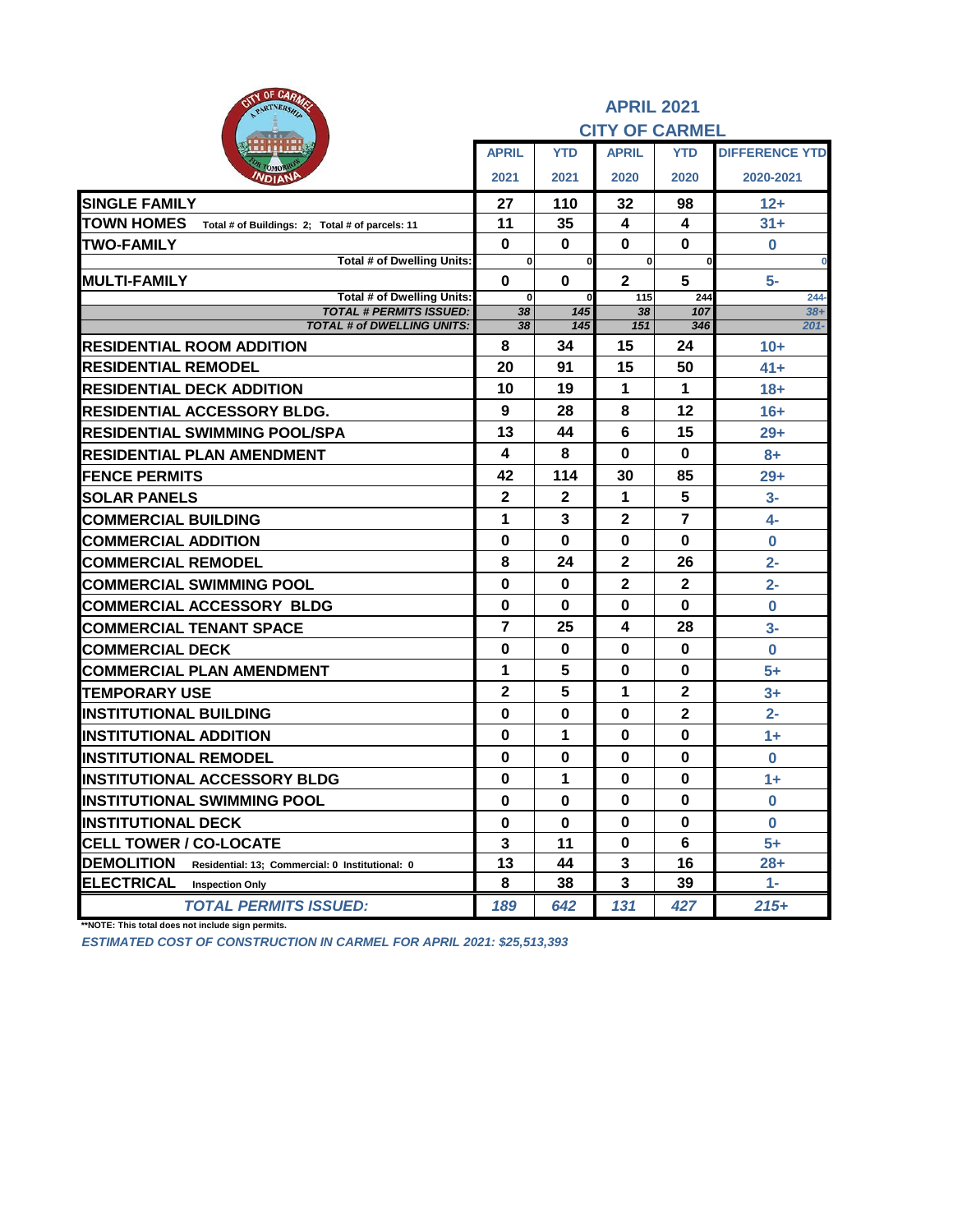# APRIL 2021

## CITY OF CARMEL

| | APRIL 2021 | YTD 2021 | APRIL 2020 | YTD 2020 | DIFFERENCE YTD 2020-2021 |
|---|---|---|---|---|---|
| **SINGLE FAMILY** | 27 | 110 | 32 | 98 | 12+ |
| **TOWN HOMES** Total # of Buildings: 2; Total # of parcels: 11 | 11 | 35 | 4 | 4 | 31+ |
| **TWO-FAMILY** | 0 | 0 | 0 | 0 | 0 |
| Total # of Dwelling Units: | 0 | 0 | 0 | 0 | 0 |
| **MULTI-FAMILY** | 0 | 0 | 2 | 5 | 5- |
| Total # of Dwelling Units: | 0 | 0 | 115 | 244 | 244- |
| *TOTAL # PERMITS ISSUED:* | *38* | *145* | *38* | *107* | *38+* |
| *TOTAL # of DWELLING UNITS:* | *38* | *145* | *151* | *346* | *201-* |
| **RESIDENTIAL ROOM ADDITION** | 8 | 34 | 15 | 24 | 10+ |
| **RESIDENTIAL REMODEL** | 20 | 91 | 15 | 50 | 41+ |
| **RESIDENTIAL DECK ADDITION** | 10 | 19 | 1 | 1 | 18+ |
| **RESIDENTIAL ACCESSORY BLDG.** | 9 | 28 | 8 | 12 | 16+ |
| **RESIDENTIAL SWIMMING POOL/SPA** | 13 | 44 | 6 | 15 | 29+ |
| **RESIDENTIAL PLAN AMENDMENT** | 4 | 8 | 0 | 0 | 8+ |
| **FENCE PERMITS** | 42 | 114 | 30 | 85 | 29+ |
| **SOLAR PANELS** | 2 | 2 | 1 | 5 | 3- |
| **COMMERCIAL BUILDING** | 1 | 3 | 2 | 7 | 4- |
| **COMMERCIAL ADDITION** | 0 | 0 | 0 | 0 | 0 |
| **COMMERCIAL REMODEL** | 8 | 24 | 2 | 26 | 2- |
| **COMMERCIAL SWIMMING POOL** | 0 | 0 | 2 | 2 | 2- |
| **COMMERCIAL ACCESSORY BLDG** | 0 | 0 | 0 | 0 | 0 |
| **COMMERCIAL TENANT SPACE** | 7 | 25 | 4 | 28 | 3- |
| **COMMERCIAL DECK** | 0 | 0 | 0 | 0 | 0 |
| **COMMERCIAL PLAN AMENDMENT** | 1 | 5 | 0 | 0 | 5+ |
| **TEMPORARY USE** | 2 | 5 | 1 | 2 | 3+ |
| **INSTITUTIONAL BUILDING** | 0 | 0 | 0 | 2 | 2- |
| **INSTITUTIONAL ADDITION** | 0 | 1 | 0 | 0 | 1+ |
| **INSTITUTIONAL REMODEL** | 0 | 0 | 0 | 0 | 0 |
| **INSTITUTIONAL ACCESSORY BLDG** | 0 | 1 | 0 | 0 | 1+ |
| **INSTITUTIONAL SWIMMING POOL** | 0 | 0 | 0 | 0 | 0 |
| **INSTITUTIONAL DECK** | 0 | 0 | 0 | 0 | 0 |
| **CELL TOWER / CO-LOCATE** | 3 | 11 | 0 | 6 | 5+ |
| **DEMOLITION** Residential: 13; Commercial: 0 Institutional: 0 | 13 | 44 | 3 | 16 | 28+ |
| **ELECTRICAL** Inspection Only | 8 | 38 | 3 | 39 | 1- |
| *TOTAL PERMITS ISSUED:* | *189* | *642* | *131* | *427* | *215+* |

**NOTE: This total does not include sign permits.

*ESTIMATED COST OF CONSTRUCTION IN CARMEL FOR APRIL 2021: $25,513,393*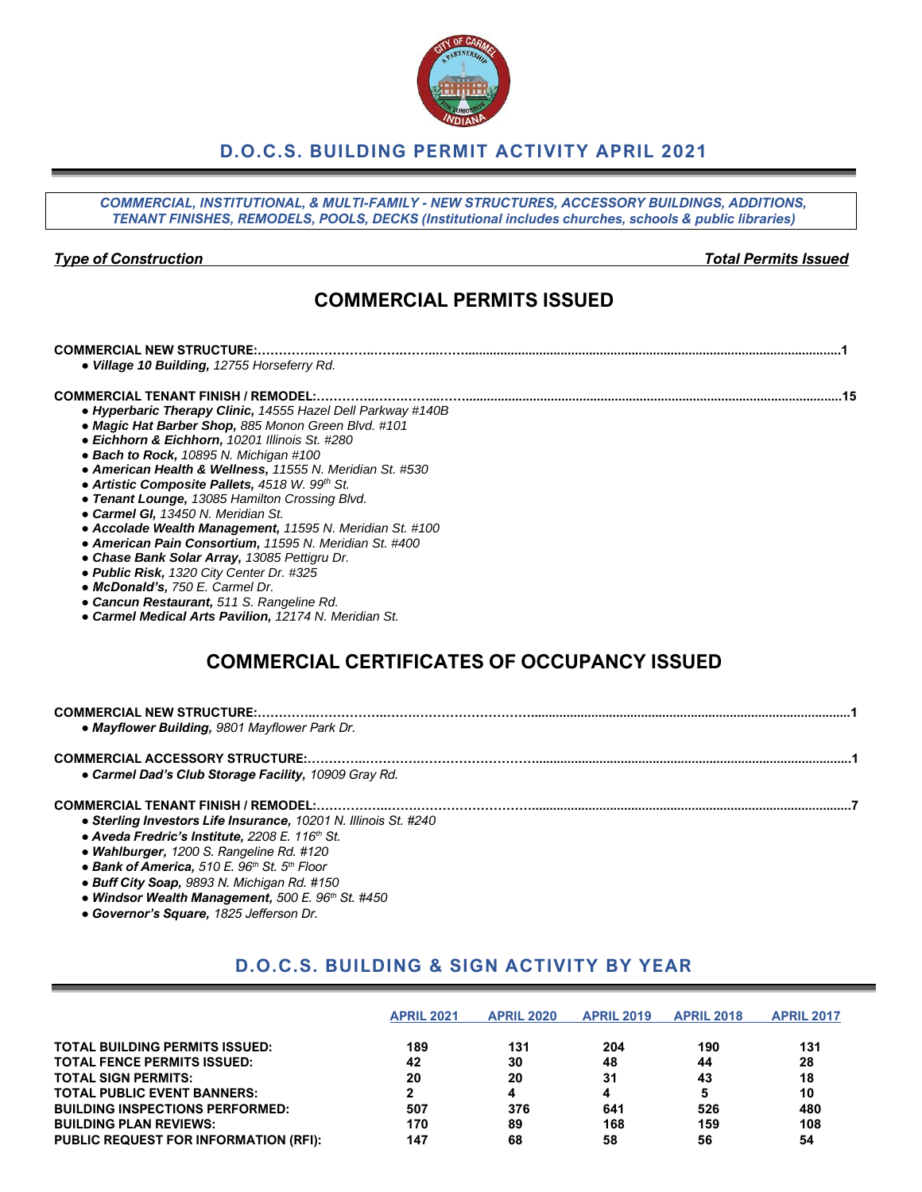# D.O.C.S. BUILDING PERMIT ACTIVITY APRIL 2021

*COMMERCIAL, INSTITUTIONAL, & MULTI-FAMILY - NEW STRUCTURES, ACCESSORY BUILDINGS, ADDITIONS, TENANT FINISHES, REMODELS, POOLS, DECKS (Institutional includes churches, schools & public libraries)*

***Type of Construction*** — ***Total Permits Issued***

## COMMERCIAL PERMITS ISSUED

**COMMERCIAL NEW STRUCTURE:**……………………………………………………………………………………1

- ***Village 10 Building,*** *12755 Horseferry Rd.*

**COMMERCIAL TENANT FINISH / REMODEL:**……………………………………………………………………………15

- ***Hyperbaric Therapy Clinic,*** *14555 Hazel Dell Parkway #140B*
- ***Magic Hat Barber Shop,*** *885 Monon Green Blvd. #101*
- ***Eichhorn & Eichhorn,*** *10201 Illinois St. #280*
- ***Bach to Rock,*** *10895 N. Michigan #100*
- ***American Health & Wellness,*** *11555 N. Meridian St. #530*
- ***Artistic Composite Pallets,*** *4518 W. 99th St.*
- ***Tenant Lounge,*** *13085 Hamilton Crossing Blvd.*
- ***Carmel GI,*** *13450 N. Meridian St.*
- ***Accolade Wealth Management,*** *11595 N. Meridian St. #100*
- ***American Pain Consortium,*** *11595 N. Meridian St. #400*
- ***Chase Bank Solar Array,*** *13085 Pettigru Dr.*
- ***Public Risk,*** *1320 City Center Dr. #325*
- ***McDonald's,*** *750 E. Carmel Dr.*
- ***Cancun Restaurant,*** *511 S. Rangeline Rd.*
- ***Carmel Medical Arts Pavilion,*** *12174 N. Meridian St.*

## COMMERCIAL CERTIFICATES OF OCCUPANCY ISSUED

**COMMERCIAL NEW STRUCTURE:**……………………………………………………………………………………1

- ***Mayflower Building,*** *9801 Mayflower Park Dr.*

**COMMERCIAL ACCESSORY STRUCTURE:**…………………………………………………………………………1

- ***Carmel Dad's Club Storage Facility,*** *10909 Gray Rd.*

**COMMERCIAL TENANT FINISH / REMODEL:**……………………………………………………………………………7

- ***Sterling Investors Life Insurance,*** *10201 N. Illinois St. #240*
- ***Aveda Fredric's Institute,*** *2208 E. 116th St.*
- ***Wahlburger,*** *1200 S. Rangeline Rd. #120*
- ***Bank of America,*** *510 E. 96th St. 5th Floor*
- ***Buff City Soap,*** *9893 N. Michigan Rd. #150*
- ***Windsor Wealth Management,*** *500 E. 96th St. #450*
- ***Governor's Square,*** *1825 Jefferson Dr.*

## D.O.C.S. BUILDING & SIGN ACTIVITY BY YEAR

| | APRIL 2021 | APRIL 2020 | APRIL 2019 | APRIL 2018 | APRIL 2017 |
|---|---|---|---|---|---|
| **TOTAL BUILDING PERMITS ISSUED:** | 189 | 131 | 204 | 190 | 131 |
| **TOTAL FENCE PERMITS ISSUED:** | 42 | 30 | 48 | 44 | 28 |
| **TOTAL SIGN PERMITS:** | 20 | 20 | 31 | 43 | 18 |
| **TOTAL PUBLIC EVENT BANNERS:** | 2 | 4 | 4 | 5 | 10 |
| **BUILDING INSPECTIONS PERFORMED:** | 507 | 376 | 641 | 526 | 480 |
| **BUILDING PLAN REVIEWS:** | 170 | 89 | 168 | 159 | 108 |
| **PUBLIC REQUEST FOR INFORMATION (RFI):** | 147 | 68 | 58 | 56 | 54 |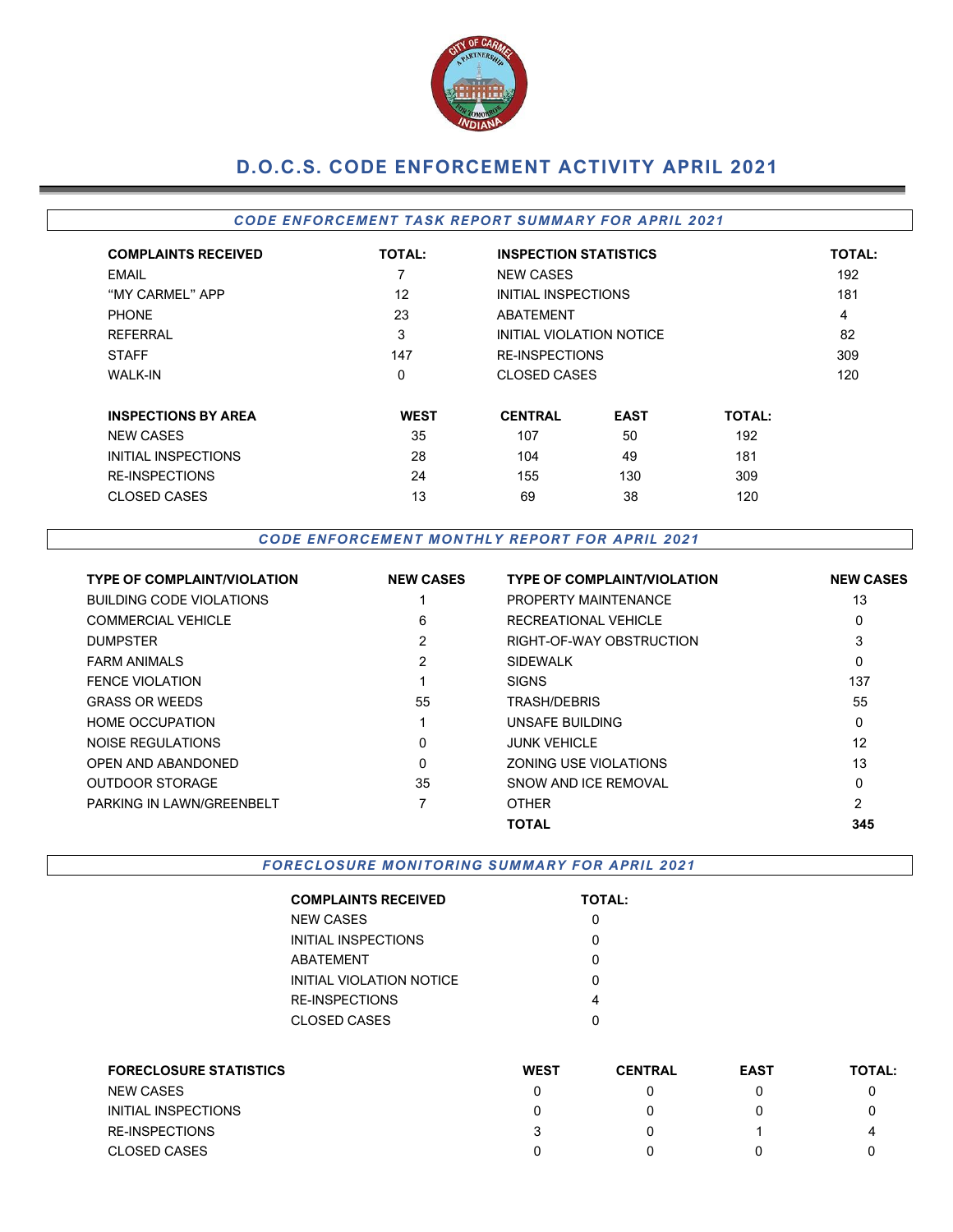# D.O.C.S. CODE ENFORCEMENT ACTIVITY APRIL 2021

## *CODE ENFORCEMENT TASK REPORT SUMMARY FOR APRIL 2021*

| COMPLAINTS RECEIVED | TOTAL: | INSPECTION STATISTICS | TOTAL: |
|---|---|---|---|
| EMAIL | 7 | NEW CASES | 192 |
| "MY CARMEL" APP | 12 | INITIAL INSPECTIONS | 181 |
| PHONE | 23 | ABATEMENT | 4 |
| REFERRAL | 3 | INITIAL VIOLATION NOTICE | 82 |
| STAFF | 147 | RE-INSPECTIONS | 309 |
| WALK-IN | 0 | CLOSED CASES | 120 |

| INSPECTIONS BY AREA | WEST | CENTRAL | EAST | TOTAL: |
|---|---|---|---|---|
| NEW CASES | 35 | 107 | 50 | 192 |
| INITIAL INSPECTIONS | 28 | 104 | 49 | 181 |
| RE-INSPECTIONS | 24 | 155 | 130 | 309 |
| CLOSED CASES | 13 | 69 | 38 | 120 |

## *CODE ENFORCEMENT MONTHLY REPORT FOR APRIL 2021*

| TYPE OF COMPLAINT/VIOLATION | NEW CASES | TYPE OF COMPLAINT/VIOLATION | NEW CASES |
|---|---|---|---|
| BUILDING CODE VIOLATIONS | 1 | PROPERTY MAINTENANCE | 13 |
| COMMERCIAL VEHICLE | 6 | RECREATIONAL VEHICLE | 0 |
| DUMPSTER | 2 | RIGHT-OF-WAY OBSTRUCTION | 3 |
| FARM ANIMALS | 2 | SIDEWALK | 0 |
| FENCE VIOLATION | 1 | SIGNS | 137 |
| GRASS OR WEEDS | 55 | TRASH/DEBRIS | 55 |
| HOME OCCUPATION | 1 | UNSAFE BUILDING | 0 |
| NOISE REGULATIONS | 0 | JUNK VEHICLE | 12 |
| OPEN AND ABANDONED | 0 | ZONING USE VIOLATIONS | 13 |
| OUTDOOR STORAGE | 35 | SNOW AND ICE REMOVAL | 0 |
| PARKING IN LAWN/GREENBELT | 7 | OTHER | 2 |
| | | **TOTAL** | **345** |

## *FORECLOSURE MONITORING SUMMARY FOR APRIL 2021*

| COMPLAINTS RECEIVED | TOTAL: |
|---|---|
| NEW CASES | 0 |
| INITIAL INSPECTIONS | 0 |
| ABATEMENT | 0 |
| INITIAL VIOLATION NOTICE | 0 |
| RE-INSPECTIONS | 4 |
| CLOSED CASES | 0 |

| FORECLOSURE STATISTICS | WEST | CENTRAL | EAST | TOTAL: |
|---|---|---|---|---|
| NEW CASES | 0 | 0 | 0 | 0 |
| INITIAL INSPECTIONS | 0 | 0 | 0 | 0 |
| RE-INSPECTIONS | 3 | 0 | 1 | 4 |
| CLOSED CASES | 0 | 0 | 0 | 0 |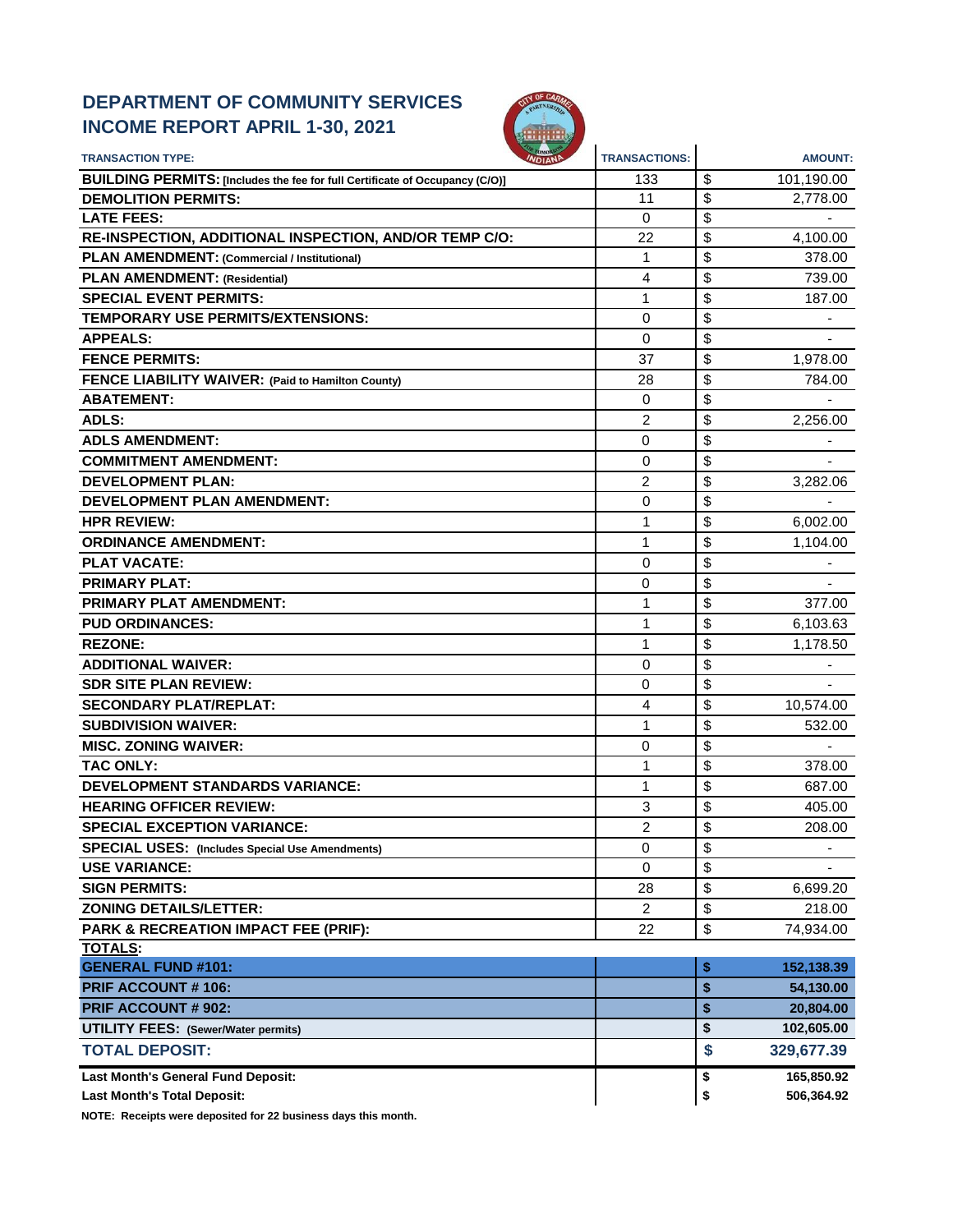# DEPARTMENT OF COMMUNITY SERVICES
# INCOME REPORT APRIL 1-30, 2021

| TRANSACTION TYPE: | TRANSACTIONS: | | AMOUNT: |
|---|---|---|---|
| **BUILDING PERMITS:** [Includes the fee for full Certificate of Occupancy (C/O)] | 133 | $ | 101,190.00 |
| **DEMOLITION PERMITS:** | 11 | $ | 2,778.00 |
| **LATE FEES:** | 0 | $ | - |
| **RE-INSPECTION, ADDITIONAL INSPECTION, AND/OR TEMP C/O:** | 22 | $ | 4,100.00 |
| **PLAN AMENDMENT: (Commercial / Institutional)** | 1 | $ | 378.00 |
| **PLAN AMENDMENT: (Residential)** | 4 | $ | 739.00 |
| **SPECIAL EVENT PERMITS:** | 1 | $ | 187.00 |
| **TEMPORARY USE PERMITS/EXTENSIONS:** | 0 | $ | - |
| **APPEALS:** | 0 | $ | - |
| **FENCE PERMITS:** | 37 | $ | 1,978.00 |
| **FENCE LIABILITY WAIVER: (Paid to Hamilton County)** | 28 | $ | 784.00 |
| **ABATEMENT:** | 0 | $ | - |
| **ADLS:** | 2 | $ | 2,256.00 |
| **ADLS AMENDMENT:** | 0 | $ | - |
| **COMMITMENT AMENDMENT:** | 0 | $ | - |
| **DEVELOPMENT PLAN:** | 2 | $ | 3,282.06 |
| **DEVELOPMENT PLAN AMENDMENT:** | 0 | $ | - |
| **HPR REVIEW:** | 1 | $ | 6,002.00 |
| **ORDINANCE AMENDMENT:** | 1 | $ | 1,104.00 |
| **PLAT VACATE:** | 0 | $ | - |
| **PRIMARY PLAT:** | 0 | $ | - |
| **PRIMARY PLAT AMENDMENT:** | 1 | $ | 377.00 |
| **PUD ORDINANCES:** | 1 | $ | 6,103.63 |
| **REZONE:** | 1 | $ | 1,178.50 |
| **ADDITIONAL WAIVER:** | 0 | $ | - |
| **SDR SITE PLAN REVIEW:** | 0 | $ | - |
| **SECONDARY PLAT/REPLAT:** | 4 | $ | 10,574.00 |
| **SUBDIVISION WAIVER:** | 1 | $ | 532.00 |
| **MISC. ZONING WAIVER:** | 0 | $ | - |
| **TAC ONLY:** | 1 | $ | 378.00 |
| **DEVELOPMENT STANDARDS VARIANCE:** | 1 | $ | 687.00 |
| **HEARING OFFICER REVIEW:** | 3 | $ | 405.00 |
| **SPECIAL EXCEPTION VARIANCE:** | 2 | $ | 208.00 |
| **SPECIAL USES: (Includes Special Use Amendments)** | 0 | $ | - |
| **USE VARIANCE:** | 0 | $ | - |
| **SIGN PERMITS:** | 28 | $ | 6,699.20 |
| **ZONING DETAILS/LETTER:** | 2 | $ | 218.00 |
| **PARK & RECREATION IMPACT FEE (PRIF):** | 22 | $ | 74,934.00 |
| **TOTALS:** | | | |
| **GENERAL FUND #101:** | | **$** | **152,138.39** |
| **PRIF ACCOUNT # 106:** | | **$** | **54,130.00** |
| **PRIF ACCOUNT # 902:** | | **$** | **20,804.00** |
| **UTILITY FEES: (Sewer/Water permits)** | | **$** | **102,605.00** |
| **TOTAL DEPOSIT:** | | **$** | **329,677.39** |
| **Last Month's General Fund Deposit:** | | **$** | **165,850.92** |
| **Last Month's Total Deposit:** | | **$** | **506,364.92** |

**NOTE: Receipts were deposited for 22 business days this month.**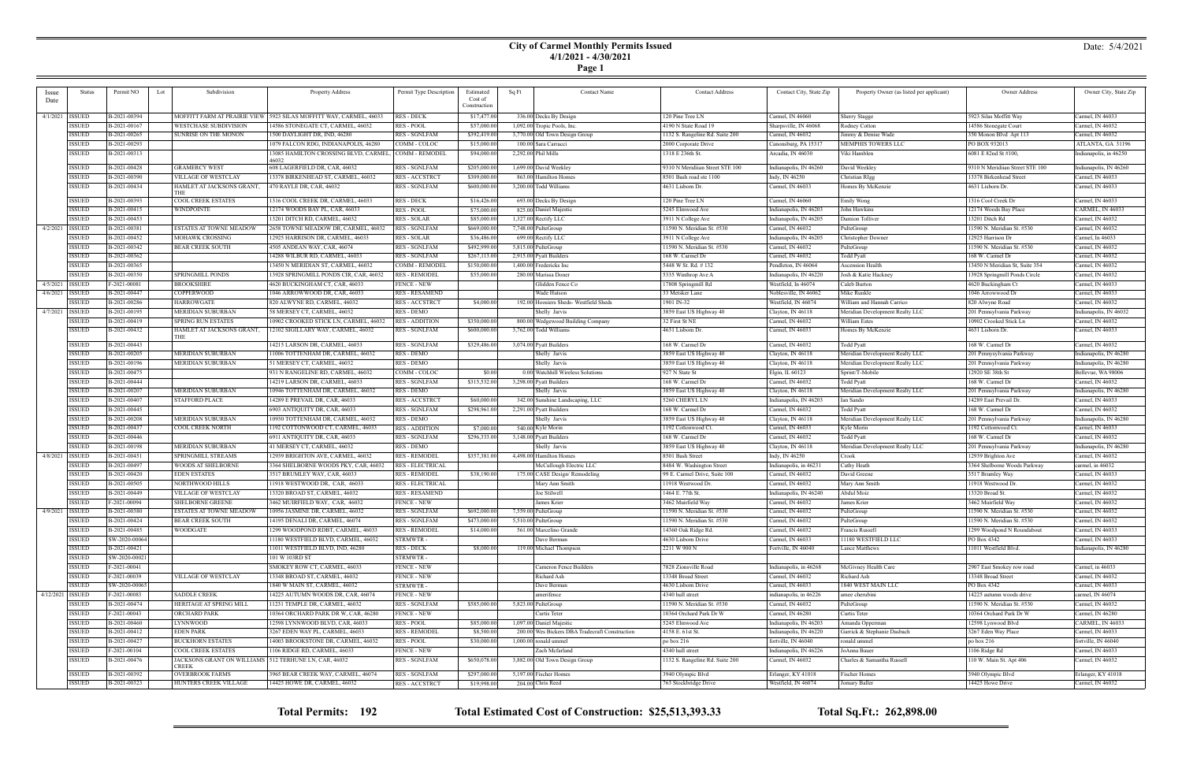# City of Carmel Monthly Permits Issued
## 4/1/2021 - 4/30/2021

Date: 5/4/2021

| Issue Date | Status | Permit NO | Lot | Subdivision | Property Address | Permit Type Description | Estimated Cost of Construction | Sq Ft | Contact Name | Contact Address | Contact City, State Zip | Property Owner (as listed per applicant) | Owner Address | Owner City, State Zip |
|---|---|---|---|---|---|---|---|---|---|---|---|---|---|---|
| 4/1/2021 | ISSUED | B-2021-00394 | | MOFFITT FARM AT PRAIRIE VIEW | 5923 SILAS MOFFITT WAY, CARMEL, 46033 | RES - DECK | $17,477.00 | 336.00 | Decks By Design | 120 Pine Tree LN | Carmel, IN 46060 | Sherry Stagge | 5923 Silas Moffitt Way | Carmel, IN 46033 |
| | ISSUED | B-2021-00167 | | WESTCHASE SUBDIVISION | 14586 STONEGATE CT, CARMEL, 46032 | RES - POOL | $57,000.00 | 1,092.00 | Tropic Pools, Inc. | 4190 N State Road 19 | Sharpsville, IN 46068 | Rodney Cotton | 14586 Stonegate Court | Carmel, IN 46032 |
| | ISSUED | B-2021-00265 | | SUNRISE ON THE MONON | 1500 DAYLIGHT DR, IND, 46280 | RES - SGNLFAM | $392,419.00 | 3,770.00 | Old Town Design Group | 1132 S. Rangeline Rd. Suite 200 | Carmel, IN 46032 | Jimmy & Denise Wade | 350 Monon Blvd Apt 113 | Carmel, IN 46032 |
| | ISSUED | B-2021-00293 | | | 1079 FALCON RDG, INDIANAPOLIS, 46280 | COMM - COLOC | $15,000.00 | 100.00 | Sara Carracci | 2000 Corporate Drive | Canonsburg, PA 15317 | MEMPHIS TOWERS LLC | PO BOX 932013 | ATLANTA, GA 31196 |
| | ISSUED | B-2021-00313 | | | 13085 HAMILTON CROSSING BLVD, CARMEL, 46032 | COMM - REMODEL | $94,000.00 | 2,292.00 | Phil Mills | 1318 E 236th St. | Arcadia, IN 46030 | Viki Hamblen | 6081 E 82nd St #100, | Indianapolis, in 46250 |
| | ISSUED | B-2021-00428 | | GRAMERCY WEST | 608 LAGERFIELD DR, CAR, 46032 | RES - SGNLFAM | $205,000.00 | 1,699.00 | David Weekley | 9310 N Meridiian Street STE 100 | Indianapolis, IN 46260 | David Weekley | 9310 N Meridiian Street STE 100 | Indianapolis, IN 46260 |
| | ISSUED | B-2021-00390 | | VILLAGE OF WESTCLAY | 13378 BIRKENHEAD ST, CARMEL, 46032 | RES - ACCSTRCT | $309,000.00 | 863.00 | Hamilton Homes | 8501 Bash road ste 1100 | Indy, IN 46250 | Christian Rlgg | 13378 Birkenhead Street | Carmel, IN 46033 |
| | ISSUED | B-2021-00434 | | HAMLET AT JACKSONS GRANT, THE | 470 RAYLE DR, CAR, 46032 | RES - SGNLFAM | $600,000.00 | 3,200.00 | Todd Williams | 4631 Lisborn Dr. | Carmel, IN 46033 | Homes By McKenzie | 4631 Lisborn Dr. | Carmel, IN 46033 |
| | ISSUED | B-2021-00393 | | COOL CREEK ESTATES | 1316 COOL CREEK DR, CARMEL, 46033 | RES - DECK | $16,426.00 | 693.00 | Decks By Design | 120 Pine Tree LN | Carmel, IN 46060 | Emily Wong | 1316 Cool Creek Dr | Carmel, IN 46033 |
| | ISSUED | B-2021-00415 | | WINDPOINTE | 12174 WOODS BAY PL, CAR, 46033 | RES - POOL | $75,000.00 | 825.00 | Daniel Majestic | 5245 Elmwood Ave | Indianapolis, IN 46203 | John Hawkins | 12174 Woods Bay Place | CARMEL, IN 46033 |
| | ISSUED | B-2021-00453 | | | 13201 DITCH RD, CARMEL, 46032 | RES - SOLAR | $85,000.00 | 1,327.00 | Rectify LLC | 3911 N College Ave | Indianapolis, IN 46205 | Damion Tolliver | 13201 Ditch Rd | Carmel, IN 46032 |
| 4/2/2021 | ISSUED | B-2021-00381 | | ESTATES AT TOWNE MEADOW | 2658 TOWNE MEADOW DR, CARMEL, 46032 | RES - SGNLFAM | $669,000.00 | 7,748.00 | PulteGroup | 11590 N. Meridian St. #530 | Carmel, IN 46032 | PulteGroup | 11590 N. Meridian St. #530 | Carmel, IN 46032 |
| | ISSUED | B-2021-00452 | | MOHAWK CROSSING | 12925 HARRISON DR, CARMEL, 46033 | RES - SOLAR | $36,486.00 | 699.00 | Rectify LLC | 3911 N College Ave | Indianapolis, IN 46205 | Christopher Downer | 12925 Harrison Dr | Carmel, In 46033 |
| | ISSUED | B-2021-00342 | | BEAR CREEK SOUTH | 4505 ANDEAN WAY, CAR, 46074 | RES - SGNLFAM | $492,999.00 | 5,815.00 | PulteGroup | 11590 N. Meridian St. #530 | Carmel, IN 46032 | PulteGroup | 11590 N. Meridian St. #530 | Carmel, IN 46032 |
| | ISSUED | B-2021-00362 | | | 14288 WILBUR RD, CARMEL, 46033 | RES - SGNLFAM | $267,113.00 | 2,915.00 | Pyatt Builders | 168 W. Carmel Dr | Carmel, IN 46032 | Todd Pyatt | 168 W. Carmel Dr | Carmel, IN 46032 |
| | ISSUED | B-2021-00365 | | | 13450 N MERIDIAN ST, CARMEL, 46032 | COMM - REMODEL | $150,000.00 | 1,400.00 | Fredericks Inc | 5448 W St. Rd. # 132 | Pendleton, IN 46064 | Ascension Health | 13450 N Meridian St, Suite 354 | Carmel, IN 46032 |
| | ISSUED | B-2021-00350 | | SPRINGMILL PONDS | 13928 SPRINGMILL PONDS CIR, CAR, 46032 | RES - REMODEL | $55,000.00 | 280.00 | Marissa Doner | 5335 Winthrop Ave A | Indianapolis, IN 46220 | Josh & Katie Hackney | 13928 Springmill Ponds Circle | Carmel, IN 46032 |
| 4/5/2021 | ISSUED | F-2021-00081 | | BROOKSHIRE | 4620 BUCKINGHAM CT, CAR, 46033 | FENCE - NEW | | | Glidden Fence Co | 17808 Springmill Rd | Westfield, In 46074 | Caleb Burton | 4620 Buckingham Ct | Carmel, IN 46033 |
| 4/6/2021 | ISSUED | B-2021-00447 | | COPPERWOOD | 1046 ARROWWOOD DR, CAR, 46033 | RES - RESAMEND | | | Wade Hutson | 33 Metsker Lane | Noblesville, IN 46062 | Mike Runkle | 1046 Arrowwood Dr | Carmel, IN 46033 |
| | ISSUED | B-2021-00286 | | HARROWGATE | 820 ALWYNE RD, CARMEL, 46032 | RES - ACCSTRCT | $4,000.00 | 192.00 | Hoosiers Sheds- Westfield Sheds | 1901 IN-32 | Westfield, IN 46074 | William and Hannah Carrico | 820 Alwyne Road | Carmel, IN 46032 |
| 4/7/2021 | ISSUED | B-2021-00195 | | MERIDIAN SUBURBAN | 58 MERSEY CT, CARMEL, 46032 | RES - DEMO | | | Shelly Jarvis | 3859 East US Highway 40 | Clayton, IN 46118 | Meridian Development Realty LLC | 201 Pennsylvania Parkway | Indianapolis, IN 46032 |
| | ISSUED | B-2021-00419 | | SPRING RUN ESTATES | 10902 CROOKED STICK LN, CARMEL, 46032 | RES - ADDITION | $350,000.00 | 800.00 | Wedgewood Building Company | 32 First St NE | Carmel, IN 46032 | William Estes | 10902 Crooked Stick Ln | Carmel, IN 46032 |
| | ISSUED | B-2021-00432 | | HAMLET AT JACKSONS GRANT, THE | 12102 SIGILLARY WAY, CARMEL, 46032 | RES - SGNLFAM | $600,000.00 | 3,762.00 | Todd Williams | 4631 Lisborn Dr. | Carmel, IN 46033 | Homes By McKenzie | 4631 Lisborn Dr. | Carmel, IN 46033 |
| | ISSUED | B-2021-00443 | | | 14215 LARSON DR, CARMEL, 46033 | RES - SGNLFAM | $329,486.00 | 3,074.00 | Pyatt Builders | 168 W. Carmel Dr | Carmel, IN 46032 | Todd Pyatt | 168 W. Carmel Dr | Carmel, IN 46032 |
| | ISSUED | B-2021-00205 | | MERIDIAN SUBURBAN | 11006 TOTTENHAM DR, CARMEL, 46032 | RES - DEMO | | | Shelly Jarvis | 3859 East US Highway 40 | Clayton, IN 46118 | Meridian Development Realty LLC | 201 Pennysylvania Parkway | Indianapolis, IN 46280 |
| | ISSUED | B-2021-00196 | | MERIDIAN SUBURBAN | 51 MERSEY CT, CARMEL, 46032 | RES - DEMO | | | Shelly Jarvis | 3859 East US Highway 40 | Clayton, IN 46118 | Meridian Development Realty LLC | 201 Pennsylvania Parkway | Indianapolis, IN 46280 |
| | ISSUED | B-2021-00475 | | | 931 N RANGELINE RD, CARMEL, 46032 | COMM - COLOC | $0.00 | 0.00 | Watchhill Wireless Solutions | 927 N State St | Elgin, IL 60123 | Sprint/T-Mobile | 12920 SE 38th St | Bellevue, WA 98006 |
| | ISSUED | B-2021-00444 | | | 14219 LARSON DR, CARMEL, 46033 | RES - SGNLFAM | $315,532.00 | 3,298.00 | Pyatt Builders | 168 W. Carmel Dr | Carmel, IN 46032 | Todd Pyatt | 168 W. Carmel Dr | Carmel, IN 46032 |
| | ISSUED | B-2021-00207 | | MERIDIAN SUBURBAN | 10946 TOTTENHAM DR, CARMEL, 46032 | RES - DEMO | | | Shelly Jarvis | 3859 East US Highway 40 | Clayton, IN 46118 | Meridian Development Realty LLC | 201 Pennsylvania Parkway | Indianapolis, IN 46280 |
| | ISSUED | B-2021-00407 | | STAFFORD PLACE | 14289 E PREVAIL DR, CAR, 46033 | RES - ACCSTRCT | $60,000.00 | 342.00 | Sunshine Landscaping, LLC | 5260 CHERYL LN | Indianapolis, IN 46203 | Ian Sando | 14289 East Prevail Dr. | Carmel, IN 46033 |
| | ISSUED | B-2021-00445 | | | 6903 ANTIQUITY DR, CAR, 46033 | RES - SGNLFAM | $298,961.00 | 2,291.00 | Pyatt Builders | 168 W. Carmel Dr | Carmel, IN 46032 | Todd Pyatt | 168 W. Carmel Dr | Carmel, IN 46032 |
| | ISSUED | B-2021-00208 | | MERIDIAN SUBURBAN | 10930 TOTTENHAM DR, CARMEL, 46032 | RES - DEMO | | | Shelly Jarvis | 3859 East US Highway 40 | Clayton, IN 46118 | Meridian Development Realty LLC | 201 Pennsylvania Parkway | Indianapolis, IN 46280 |
| | ISSUED | B-2021-00437 | | COOL CREEK NORTH | 1192 COTTONWOOD CT, CARMEL, 46033 | RES - ADDITION | $7,000.00 | 540.00 | Kyle Morin | 1192 Cottonwood Ct. | Carmel, IN 46033 | Kyle Morin | 1192 Cottonwood Ct. | Carmel, IN 46033 |
| | ISSUED | B-2021-00446 | | | 6911 ANTIQUITY DR, CAR, 46033 | RES - SGNLFAM | $296,333.00 | 3,148.00 | Pyatt Builders | 168 W. Carmel Dr | Carmel, IN 46032 | Todd Pyatt | 168 W. Carmel Dr | Carmel, IN 46032 |
| | ISSUED | B-2021-00198 | | MERIDIAN SUBURBAN | 41 MERSEY CT, CARMEL, 46032 | RES - DEMO | | | Shelly Jarvis | 3859 East US Highway 40 | Clayton, IN 46118 | Meridian Development Realty LLC | 201 Pennsylvania Parkway | Indianapolis, IN 46280 |
| 4/8/2021 | ISSUED | B-2021-00451 | | SPRINGMILL STREAMS | 12939 BRIGHTON AVE, CARMEL, 46032 | RES - REMODEL | $357,381.00 | 4,498.00 | Hamilton Homes | 8501 Bash Street | Indy, IN 46250 | Crook | 12939 Brighton Ave | Carmel, IN 46032 |
| | ISSUED | B-2021-00497 | | WOODS AT SHELBORNE | 3364 SHELBORNE WOODS PKY, CAR, 46032 | RES - ELECTRICAL | | | McCullough Electric LLC | 8484 W. Washington Street | Indianapolis, in 46231 | Cathy Heath | 3364 Shelborne Woods Parkway | carmel, in 46032 |
| | ISSUED | B-2021-00420 | | EDEN ESTATES | 3517 BRUMLEY WAY, CAR, 46033 | RES - REMODEL | $38,190.00 | 175.00 | CASE Design/ Remodeling | 99 E. Carmel Drive, Suite 100 | Carmel, IN 46032 | David Greene | 3517 Brumley Way | Carmel, IN 46033 |
| | ISSUED | B-2021-00505 | | NORTHWOOD HILLS | 11918 WESTWOOD DR, CAR, 46033 | RES - ELECTRICAL | | | Mary Ann Smith | 11918 Westwood Dr. | Carmel, IN 46032 | Mary Ann Smith | 11918 Westwood Dr. | Carmel, IN 46032 |
| | ISSUED | B-2021-00449 | | VILLAGE OF WESTCLAY | 13320 BROAD ST, CARMEL, 46032 | RES - RESAMEND | | | Joe Stilwell | 1464 E. 77th St. | Indianapolis, IN 46240 | Abdul Moiz | 13320 Broad St. | Carmel, IN 46032 |
| | ISSUED | F-2021-00094 | | SHELBORNE GREENE | 3462 MUIRFIELD WAY, CAR, 46032 | FENCE - NEW | | | James Krier | 3462 Muirfield Way | Carmel, IN 46032 | James Krier | 3462 Muirfield Way | Carmel, IN 46032 |
| 4/9/2021 | ISSUED | B-2021-00380 | | ESTATES AT TOWNE MEADOW | 10956 JASMINE DR, CARMEL, 46032 | RES - SGNLFAM | $692,000.00 | 7,359.00 | PulteGroup | 11590 N. Meridian St. #530 | Carmel, IN 46032 | PulteGroup | 11590 N. Meridian St. #530 | Carmel, IN 46032 |
| | ISSUED | B-2021-00424 | | BEAR CREEK SOUTH | 14195 DENALI DR, CARMEL, 46074 | RES - SGNLFAM | $473,000.00 | 5,510.00 | PulteGroup | 11590 N. Meridian St. #530 | Carmel, IN 46032 | PulteGroup | 11590 N. Meridian St. #530 | Carmel, IN 46032 |
| | ISSUED | B-2021-00485 | | WOODGATE | 1299 WOODPOND RDBT, CARMEL, 46033 | RES - REMODEL | $14,000.00 | 561.00 | Marcelino Grande | 14360 Oak Ridge Rd. | Carmel, IN 46032 | Francis Russell | 1299 Woodpond N Roundabout | Carmel, IN 46033 |
| | ISSUED | SW-2020-00064 | | | 11180 WESTFIELD BLVD, CARMEL, 46032 | STRMWTR - | | | Dave Berman | 4630 Lisborn Drive | Carmel, IN 46033 | 11180 WESTFIELD LLC | PO Box 4342 | Carmel, IN 46033 |
| | ISSUED | B-2021-00421 | | | 11011 WESTFIELD BLVD, IND, 46280 | RES - DECK | $8,000.00 | 119.00 | Michael Thompson | 2211 W 900 N | Fortville, IN 46040 | Lance Matthews | 11011 Westfield Blvd. | Indianapolis, IN 46280 |
| | ISSUED | SW-2020-00021 | | | 101 W 103RD ST | STRMWTR - | | | | | | | | |
| | ISSUED | F-2021-00041 | | | SMOKEY ROW CT, CARMEL, 46033 | FENCE - NEW | | | Cameron Fence Builders | 7828 Zionsville Road | Indianapolis, in 46268 | McGivney Health Care | 2907 East Smokey row road | Carmel, in 46033 |
| | ISSUED | F-2021-00039 | | VILLAGE OF WESTCLAY | 13348 BROAD ST, CARMEL, 46032 | FENCE - NEW | | | Richard Ash | 13348 Broad Street | Carmel, IN 46032 | Richard Ash | 13348 Broad Street | Carmel, IN 46032 |
| | ISSUED | SW-2020-00065 | | | 1840 W MAIN ST, CARMEL, 46032 | STRMWTR - | | | Dave Berman | 4630 Lisborn Drive | Carmel, IN 46033 | 1840 WEST MAIN LLC | PO Box 4342 | Carmel, IN 46033 |
| 4/12/2021 | ISSUED | F-2021-00083 | | SADDLE CREEK | 14225 AUTUMN WOODS DR, CAR, 46074 | FENCE - NEW | | | amerifence | 4340 hull street | indianapolis, in 46226 | amee cherubini | 14225 autumn woods drive | carmel, in 46074 |
| | ISSUED | B-2021-00474 | | HERITAGE AT SPRING MILL | 11231 TEMPLE DR, CARMEL, 46032 | RES - SGNLFAM | $585,000.00 | 5,823.00 | PulteGroup | 11590 N. Meridian St. #530 | Carmel, IN 46032 | PulteGroup | 11590 N. Meridian St. #530 | Carmel, IN 46032 |
| | ISSUED | F-2021-00043 | | ORCHARD PARK | 10364 ORCHARD PARK DR W, CAR, 46280 | FENCE - NEW | | | Curtis Teter | 10364 Orchard Park Dr W | Carmel, IN 46280 | Curtis Teter | 10364 Orchard Park Dr W | Carmel, IN 46280 |
| | ISSUED | B-2021-00460 | | LYNNWOOD | 12598 LYNNWOOD BLVD, CAR, 46033 | RES - POOL | $85,000.00 | 1,097.00 | Daniel Majestic | 5245 Elmwood Ave | Indianapolis, IN 46203 | Amanda Opperman | 12598 Lynwood Blvd | CARMEL, IN 46033 |
| | ISSUED | B-2021-00412 | | EDEN PARK | 3267 EDEN WAY PL, CARMEL, 46033 | RES - REMODEL | $8,500.00 | 200.00 | Wes Bickers DBA Tradecraft Construction | 4158 E. 61st St. | Indianapolis, IN 46220 | Garrick & Stephanie Dasbach | 3267 Eden Way Place | Carmel, IN 46033 |
| | ISSUED | B-2021-00427 | | BUCKHORN ESTATES | 14003 BROOKSTONE DR, CARMEL, 46032 | RES - POOL | $30,000.00 | 1,000.00 | ronald ummel | po box 216 | fortville, IN 46040 | ronald ummel | po box 216 | fortville, IN 46040 |
| | ISSUED | F-2021-00104 | | COOL CREEK ESTATES | 1106 RIDGE RD, CARMEL, 46033 | FENCE - NEW | | | Zach Mcfarland | 4340 hull street | Indianapolis, IN 46226 | JoAnna Bauer | 1106 Ridge Rd | Carmel, IN 46033 |
| | ISSUED | B-2021-00476 | | JACKSONS GRANT ON WILLIAMS CREEK | 512 TERHUNE LN, CAR, 46032 | RES - SGNLFAM | $650,078.00 | 3,882.00 | Old Town Design Group | 1132 S. Rangeline Rd. Suite 200 | Carmel, IN 46032 | Charles & Samantha Russell | 110 W. Main St. Apt 406 | Carmel, IN 46032 |
| | ISSUED | B-2021-00392 | | OVERBROOK FARMS | 3965 BEAR CREEK WAY, CARMEL, 46074 | RES - SGNLFAM | $297,000.00 | 5,197.00 | Fischer Homes | 3940 Olympic Blvd | Erlanger, KY 41018 | Fischer Homes | 3940 Olympic Blvd | Erlanger, KY 41018 |
| | ISSUED | B-2021-00323 | | HUNTERS CREEK VILLAGE | 14425 HOWE DR, CARMEL, 46032 | RES - ACCSTRCT | $19,998.00 | 204.00 | Chris Reed | 765 Stockbridge Drive | Westfield, IN 46074 | Jomary Baller | 14425 Howe Drive | Carmel, IN 46032 |

**Total Permits: 192** **Total Estimated Cost of Construction: $25,513,393.33** **Total Sq.Ft.: 262,898.00**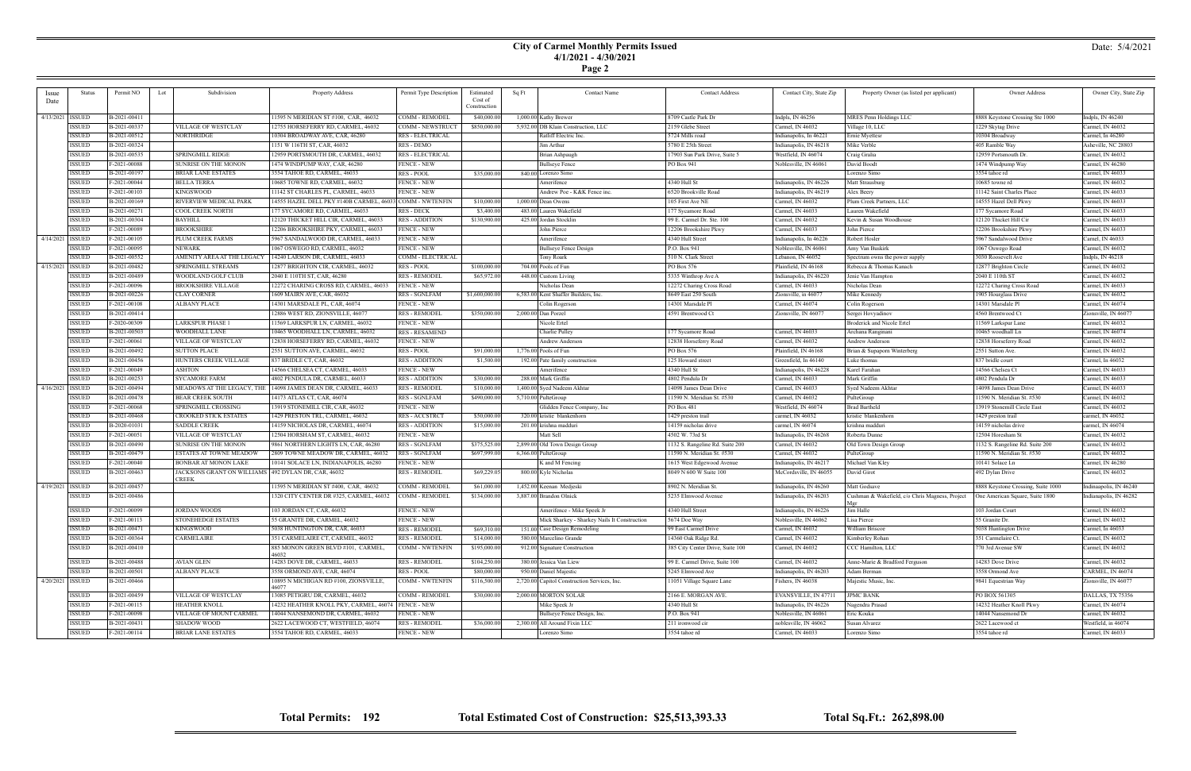# City of Carmel Monthly Permits Issued
## 4/1/2021 - 4/30/2021
### Page 2

Date: 5/4/2021

| Issue Date | Status | Permit NO | Lot | Subdivision | Property Address | Permit Type Description | Estimated Cost of Construction | Sq Ft | Contact Name | Contact Address | Contact City, State Zip | Property Owner (as listed per applicant) | Owner Address | Owner City, State Zip |
|---|---|---|---|---|---|---|---|---|---|---|---|---|---|---|
| 4/13/2021 | ISSUED | B-2021-00411 | | | 11595 N MERIDIAN ST #100, CAR, 46032 | COMM - REMODEL | $40,000.00 | 1,000.00 | Kathy Brewer | 8709 Castle Park Dr | Indpls, IN 46256 | MRES Penn Holdings LLC | 8888 Keystone Crossing Ste 1000 | Indpls, IN 46240 |
| | ISSUED | B-2021-00337 | | VILLAGE OF WESTCLAY | 12755 HORSEFERRY RD, CARMEL, 46032 | COMM - NEWSTRUCT | $850,000.00 | 5,932.00 | DB Klain Construction, LLC | 2159 Glebe Street | Carmel, IN 46032 | Village 10, LLC | 1229 Skytag Drive | Carmel, IN 46032 |
| | ISSUED | B-2021-00512 | | NORTHRIDGE | 10504 BROADWAY AVE, CAR, 46280 | RES - ELECTRICAL | | | Ratliff Electric Inc. | 5724 Mills road | Indianapolis, In 46221 | Ernie Myettesr | 10504 Broadway | Carmel, In 46280 |
| | ISSUED | B-2021-00324 | | | 1151 W 116TH ST, CAR, 46032 | RES - DEMO | | | Jim Arthur | 5780 E 25th Street | Indianapolis, IN 46218 | Mike Verble | 405 Ramble Way | Asheville, NC 28803 |
| | ISSUED | B-2021-00535 | | SPRINGMILL RIDGE | 12959 PORTSMOUTH DR, CARMEL, 46032 | RES - ELECTRICAL | | | Brian Ashpaugh | 17903 Sun Park Drive, Suite 5 | Westfield, IN 46074 | Craig Gralia | 12959 Portsmouth Dr. | Carmel, IN 46032 |
| | ISSUED | F-2021-00088 | | SUNRISE ON THE MONON | 1474 WINDPUMP WAY, CAR, 46280 | FENCE - NEW | | | Bullseye Fence | PO Box 941 | Noblesville, IN 46061 | David Boodt | 1474 Windpump Way | Carmel, IN 46280 |
| | ISSUED | B-2021-00197 | | BRIAR LANE ESTATES | 3554 TAHOE RD, CARMEL, 46033 | RES - POOL | $35,000.00 | 840.00 | Lorenzo Simo | | | Lorenzo Simo | 3554 tahoe rd | Carmel, IN 46033 |
| | ISSUED | F-2021-00044 | | BELLA TERRA | 10685 TOWNE RD, CARMEL, 46032 | FENCE - NEW | | | Amerifence | 4340 Hull St | Indianapolis, IN 46226 | Matt Strausburg | 10685 towne rd | Carmel, IN 46032 |
| | ISSUED | F-2021-00103 | | KINGSWOOD | 11142 ST CHARLES PL, CARMEL, 46033 | FENCE - NEW | | | Andrew Poe - K&K Fence inc. | 6520 Brookville Road | Indianapolis, IN 46219 | Alex Beery | 11142 Saint Charles Place | Carmel, IN 46033 |
| | ISSUED | B-2021-00169 | | RIVERVIEW MEDICAL PARK | 14555 HAZEL DELL PKY #140B CARMEL, 46033 | COMM - NWTENFIN | $10,000.00 | 1,000.00 | Dean Owens | 105 First Ave NE | Carmel, IN 46032 | Plum Creek Partners, LLC | 14555 Hazel Dell Pkwy | Carmel, IN 46033 |
| | ISSUED | B-2021-00271 | | COOL CREEK NORTH | 177 SYCAMORE RD, CARMEL, 46033 | RES - DECK | $3,400.00 | 483.00 | Lauren Wakefield | 177 Sycamore Road | Carmel, IN 46033 | Lauren Wakefield | 177 Sycamore Road | Carmel, IN 46033 |
| | ISSUED | B-2021-00304 | | BAYHILL | 12120 THICKET HILL CIR, CARMEL, 46033 | RES - ADDITION | $130,900.00 | 425.00 | Jordan Stocklin | 99 E. Carmel Dr. Ste. 100 | Carmel, IN 46032 | Kevin & Susan Woodhouse | 12120 Thicket Hill Cir | Carmel, IN 46033 |
| | ISSUED | F-2021-00089 | | BROOKSHIRE | 12206 BROOKSHIRE PKY, CARMEL, 46033 | FENCE - NEW | | | John Pierce | 12206 Brookshire Pkwy | Carmel, IN 46033 | John Pierce | 12206 Brookshire Pkwy | Carmel, IN 46033 |
| 4/14/2021 | ISSUED | F-2021-00105 | | PLUM CREEK FARMS | 5967 SANDALWOOD DR, CARMEL, 46033 | FENCE - NEW | | | Amerifence | 4340 Hull Street | Indianapolis, In 46226 | Robert Hosler | 5967 Sandalwood Drive | Carmel, IN 46033 |
| | ISSUED | F-2021-00095 | | NEWARK | 1067 OSWEGO RD, CARMEL, 46032 | FENCE - NEW | | | Bullseye Fence Design | P.O. Box 941 | Noblesville, IN 46061 | Amy Van Buskirk | 1067 Oswego Road | Carmel, IN 46032 |
| | ISSUED | B-2021-00552 | | AMENITY AREA AT THE LEGACY | 14240 LARSON DR, CARMEL, 46033 | COMM - ELECTRICAL | | | Tony Roark | 510 N. Clark Street | Lebanon, IN 46052 | Spectrum owns the power supply | 3030 Roosevelt Ave | Indpls, IN 46218 |
| 4/15/2021 | ISSUED | B-2021-00482 | | SPRINGMILL STREAMS | 12877 BRIGHTON CIR, CARMEL, 46032 | RES - POOL | $100,000.00 | 704.00 | Pools of Fun | PO Box 576 | Plainfield, IN 46168 | Rebecca & Thomas Kanach | 12877 Brighton Circle | Carmel, IN 46032 |
| | ISSUED | B-2021-00489 | | WOODLAND GOLF CLUB | 2040 E 110TH ST, CAR, 46280 | RES - REMODEL | $65,972.00 | 448.00 | Custom Living | 5335 Winthrop Ave A | Indianapolis, IN 46220 | Jenie Van Hampton | 2040 E 110th ST | Carmel, IN 46280 |
| | ISSUED | F-2021-00096 | | BROOKSHIRE VILLAGE | 12272 CHARING CROSS RD, CARMEL, 46033 | FENCE - NEW | | | Nicholas Dean | 12272 Charing Cross Road | Carmel, IN 46033 | Nicholas Dean | 12272 Charing Cross Road | Carmel, IN 46033 |
| | ISSUED | B-2021-00226 | | CLAY CORNER | 1609 MAIRN AVE, CAR, 46032 | RES - SGNLFAM | $1,600,000.00 | 6,383.00 | Kent Shaffer Builders, Inc. | 8649 East 250 South | Zionsville, in 46077 | Mike Kennedy | 1905 Hourglass Drive | Carmel, IN 46032 |
| | ISSUED | F-2021-00108 | | ALBANY PLACE | 14301 MARSDALE PL, CAR, 46074 | FENCE - NEW | | | Colin Rogerson | 14301 Marsdale Pl | Carmel, IN 46074 | Colin Rogerson | 14301 Marsdale Pl | Carmel, IN 46074 |
| | ISSUED | B-2021-00414 | | | 12886 WEST RD, ZIONSVILLE, 46077 | RES - REMODEL | $350,000.00 | 2,000.00 | Dan Porzel | 4591 Brentwood Ct | Zionsville, IN 46077 | Sergei Hovyadinov | 4560 Brentwood Ct | Zionsville, IN 46077 |
| | ISSUED | F-2020-00309 | | LARKSPUR PHASE 1 | 11569 LARKSPUR LN, CARMEL, 46032 | FENCE - NEW | | | Nicole Ertel | | | Broderick and Nicole Ertel | 11569 Larkspur Lane | Carmel, IN 46032 |
| | ISSUED | B-2021-00503 | | WOODHALL LANE | 10465 WOODHALL LN, CARMEL, 46032 | RES - RESAMEND | | | Charlie Pulley | 177 Sycamore Road | Carmel, IN 46033 | Archana Ranginani | 10465 woodhall Ln | Carmel, IN 46074 |
| | ISSUED | F-2021-00061 | | VILLAGE OF WESTCLAY | 12838 HORSEFERRY RD, CARMEL, 46032 | FENCE - NEW | | | Andrew Anderson | 12838 Horseferry Road | Carmel, IN 46032 | Andrew Anderson | 12838 Horseferry Road | Carmel, IN 46032 |
| | ISSUED | B-2021-00492 | | SUTTON PLACE | 2551 SUTTON AVE, CARMEL, 46032 | RES - POOL | $91,000.00 | 1,776.00 | Pools of Fun | PO Box 576 | Plainfield, IN 46168 | Brian & Supaporn Winterberg | 2551 Sutton Ave. | Carmel, IN 46032 |
| | ISSUED | B-2021-00456 | | HUNTERS CREEK VILLAGE | 837 BRIDLE CT, CAR, 46032 | RES - ADDITION | $1,500.00 | 192.00 | Pate family construction | 125 Howard street | Greenfield, In 46140 | Luke thomas | 837 bridle court | Carmel, In 46032 |
| | ISSUED | F-2021-00049 | | ASHTON | 14566 CHELSEA CT, CARMEL, 46033 | FENCE - NEW | | | Amerifence | 4340 Hull St | Indianapolis, IN 46228 | Karel Farahan | 14566 Chelsea Ct | Carmel, IN 46033 |
| | ISSUED | B-2021-00253 | | SYCAMORE FARM | 4802 PENDULA DR, CARMEL, 46033 | RES - ADDITION | $30,000.00 | 288.00 | Mark Griffin | 4802 Pendula Dr | Carmel, IN 46033 | Mark Griffin | 4802 Pendula Dr | Carmel, IN 46033 |
| 4/16/2021 | ISSUED | B-2021-00494 | | MEADOWS AT THE LEGACY, THE | 14098 JAMES DEAN DR, CARMEL, 46033 | RES - REMODEL | $10,000.00 | 1,400.00 | Syed Nadeem Akhtar | 14098 James Dean Drive | Carmel, IN 46033 | Syed Nadeem Akhtar | 14098 James Dean Drive | Carmel, IN 46033 |
| | ISSUED | B-2021-00478 | | BEAR CREEK SOUTH | 14173 ATLAS CT, CAR, 46074 | RES - SGNLFAM | $490,000.00 | 5,710.00 | PulteGroup | 11590 N. Meridian St. #530 | Carmel, IN 46032 | PulteGroup | 11590 N. Meridian St. #530 | Carmel, IN 46032 |
| | ISSUED | F-2021-00068 | | SPRINGMILL CROSSING | 13919 STONEMILL CIR, CAR, 46032 | FENCE - NEW | | | Glidden Fence Company, Inc | PO Box 481 | Westfield, IN 46074 | Brad Bartheld | 13919 Stonemill Circle East | Carmel, IN 46032 |
| | ISSUED | B-2021-00468 | | CROOKED STICK ESTATES | 1429 PRESTON TRL, CARMEL, 46032 | RES - ACCSTRCT | $50,000.00 | 320.00 | kristie blankenhorn | 1429 preston trail | carmel, IN 46032 | kristie blankenhorn | 1429 preston trail | carmel, IN 46032 |
| | ISSUED | B-2020-01031 | | SADDLE CREEK | 14159 NICHOLAS DR, CARMEL, 46074 | RES - ADDITION | $15,000.00 | 201.00 | krishna madduri | 14159 nicholas drive | carmel, IN 46074 | krishna madduri | 14159 nicholas drive | carmel, IN 46074 |
| | ISSUED | F-2021-00051 | | VILLAGE OF WESTCLAY | 12504 HORSHAM ST, CARMEL, 46032 | FENCE - NEW | | | Matt Sell | 4502 W. 73rd St | Indianapolis, IN 46268 | Roberta Dunne | 12504 Horesham St | Carmel, IN 46032 |
| | ISSUED | B-2021-00490 | | SUNRISE ON THE MONON | 9861 NORTHERN LIGHTS LN, CAR, 46280 | RES - SGNLFAM | $375,525.00 | 2,899.00 | Old Town Design Group | 1132 S. Rangeline Rd. Suite 200 | Carmel, IN 46032 | Old Town Design Group | 1132 S. Rangeline Rd. Suite 200 | Carmel, IN 46032 |
| | ISSUED | B-2021-00479 | | ESTATES AT TOWNE MEADOW | 2809 TOWNE MEADOW DR, CARMEL, 46032 | RES - SGNLFAM | $697,999.00 | 6,366.00 | PulteGroup | 11590 N. Meridian St. #530 | Carmel, IN 46032 | PulteGroup | 11590 N. Meridian St. #530 | Carmel, IN 46032 |
| | ISSUED | F-2021-00040 | | BONBAR AT MONON LAKE | 10141 SOLACE LN, INDIANAPOLIS, 46280 | FENCE - NEW | | | K and M Fencing | 1615 West Edgewood Avenue | Indianapolis, IN 46217 | Michael Van Kley | 10141 Solace Ln | Carmel, IN 46280 |
| | ISSUED | B-2021-00463 | | JACKSONS GRANT ON WILLIAMS CREEK | 492 DYLAN DR, CAR, 46032 | RES - REMODEL | $69,229.05 | 800.00 | Kyle Nicholas | 8049 N 600 W Suite 100 | McCordsville, IN 46055 | David Girot | 492 Dylan Drive | Carmel, IN 46032 |
| 4/19/2021 | ISSUED | B-2021-00457 | | | 11595 N MERIDIAN ST #400, CAR, 46032 | COMM - REMODEL | $61,000.00 | 1,452.00 | Keenan Medjeski | 8902 N. Meridian St. | Indianapolis, IN 46260 | Matt Godsave | 8888 Keystone Crossing, Suite 1000 | Indianapolis, IN 46240 |
| | ISSUED | B-2021-00486 | | | 1320 CITY CENTER DR #325, CARMEL, 46032 | COMM - REMODEL | $134,000.00 | 3,887.00 | Brandon Olnick | 5235 Elmwood Avenue | Indianapolis, IN 46203 | Cushman & Wakefield, c/o Chris Magness, Project Mgr | One American Square, Suite 1800 | Indianapolis, IN 46282 |
| | ISSUED | F-2021-00099 | | JORDAN WOODS | 103 JORDAN CT, CAR, 46032 | FENCE - NEW | | | Amerifence - Mike Speek Jr | 4340 Hull Street | Indianapolis, IN 46226 | Jim Halle | 103 Jordan Court | Carmel, IN 46032 |
| | ISSUED | F-2021-00113 | | STONEHEDGE ESTATES | 55 GRANITE DR, CARMEL, 46032 | FENCE - NEW | | | Mick Sharkey - Sharkey Nails It Construction | 5674 Doe Way | Noblesville, IN 46062 | Lisa Pierce | 55 Granite Dr. | Carmel, IN 46032 |
| | ISSUED | B-2021-00471 | | KINGSWOOD | 5038 HUNTINGTON DR, CAR, 46033 | RES - REMODEL | $69,310.00 | 151.00 | Case Design Remodeling | 99 East Carmel Drive | Carmel, IN 46032 | William Briscoe | 5038 Huntington Drive | Carmel, In 46033 |
| | ISSUED | B-2021-00364 | | CARMELAIRE | 351 CARMELAIRE CT, CARMEL, 46032 | RES - REMODEL | $14,000.00 | 580.00 | Marcelino Grande | 14360 Oak Ridge Rd. | Carmel, IN 46032 | Kimberley Rohan | 351 Carmelaire Ct. | Carmel, IN 46032 |
| | ISSUED | B-2021-00410 | | | 885 MONON GREEN BLVD #101, CARMEL, 46032 | COMM - NWTENFIN | $195,000.00 | 912.00 | Signature Construction | 385 City Center Drive, Suite 100 | Carmel, IN 46032 | CCC Hamilton, LLC | 770 3rd Avenue SW | Carmel, IN 46032 |
| | ISSUED | B-2021-00488 | | AVIAN GLEN | 14283 DOVE DR, CARMEL, 46033 | RES - REMODEL | $104,250.00 | 380.00 | Jessica Van Liew | 99 E. Carmel Drive, Suite 100 | Carmel, IN 46032 | Anne-Marie & Bradford Ferguson | 14283 Dove Drive | Carmel, IN 46032 |
| | ISSUED | B-2021-00501 | | ALBANY PLACE | 3558 ORMOND AVE, CAR, 46074 | RES - POOL | $80,000.00 | 950.00 | Daniel Majestic | 5245 Elmwood Ave | Indianapolis, IN 46203 | Adam Berman | 3558 Ormond Ave | CARMEL, IN 46074 |
| 4/20/2021 | ISSUED | B-2021-00466 | | | 10895 N MICHIGAN RD #100, ZIONSVILLE, 46077 | COMM - NWTENFIN | $116,500.00 | 2,720.00 | Capitol Construction Services, Inc. | 11051 Village Square Lane | Fishers, IN 46038 | Majestic Music, Inc. | 9841 Equestrian Way | Zionsville, IN 46077 |
| | ISSUED | B-2021-00459 | | VILLAGE OF WESTCLAY | 13085 PETIGRU DR, CARMEL, 46032 | COMM - REMODEL | $30,000.00 | 2,000.00 | MORTON SOLAR | 2166 E. MORGAN AVE. | EVANSVILLE, IN 47711 | JPMC BANK | PO BOX 561305 | DALLAS, TX 75356 |
| | ISSUED | F-2021-00115 | | HEATHER KNOLL | 14232 HEATHER KNOLL PKY, CARMEL, 46074 | FENCE - NEW | | | Mike Speek Jr | 4340 Hull St | Indianapolis, IN 46226 | Nagendra Prasad | 14232 Heather Knoll Pkwy | Carmel, IN 46074 |
| | ISSUED | F-2021-00098 | | VILLAGE OF MOUNT CARMEL | 14044 NANSEMOND DR, CARMEL, 46032 | FENCE - NEW | | | Bullseye Fence Design, Inc. | P.O. Box 941 | Noblesville, IN 46061 | Eric Kouka | 14044 Nansemond Dr | Carmel, IN 46032 |
| | ISSUED | B-2021-00431 | | SHADOW WOOD | 2622 LACEWOOD CT, WESTFIELD, 46074 | RES - REMODEL | $36,000.00 | 2,300.00 | All Around Fixin LLC | 211 ironwood cir | noblesville, IN 46062 | Susan Alvarez | 2622 Lacewood ct | Westfield, in 46074 |
| | ISSUED | F-2021-00114 | | BRIAR LANE ESTATES | 3554 TAHOE RD, CARMEL, 46033 | FENCE - NEW | | | Lorenzo Simo | 3554 tahoe rd | Carmel, IN 46033 | Lorenzo Simo | 3554 tahoe rd | Carmel, IN 46033 |

**Total Permits: 192** **Total Estimated Cost of Construction: $25,513,393.33** **Total Sq.Ft.: 262,898.00**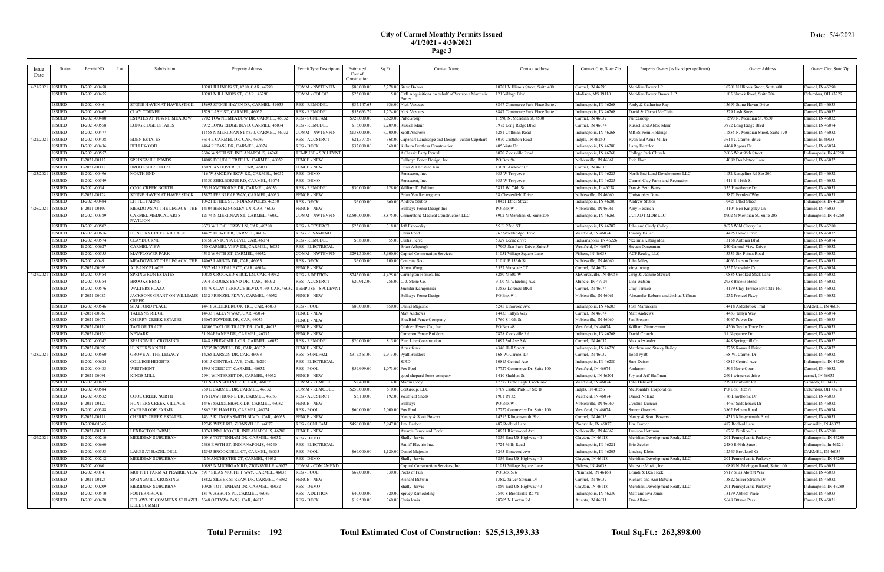# City of Carmel Monthly Permits Issued
## 4/1/2021 - 4/30/2021

Date: 5/4/2021

| Issue Date | Status | Permit NO | Lot | Subdivision | Property Address | Permit Type Description | Estimated Cost of Construction | Sq Ft | Contact Name | Contact Address | Contact City, State Zip | Property Owner (as listed per applicant) | Owner Address | Owner City, State Zip |
|---|---|---|---|---|---|---|---|---|---|---|---|---|---|---|
| 4/21/2021 | ISSUED | B-2021-00458 | | | 10201 ILLINOIS ST, #280, CAR, 46290 | COMM - NWTENFIN | $80,000.00 | 3,278.00 | Steve Bolton | 10201 N Illinois Street, Suite 400 | Carmel, IN 46290 | Meridian Tower LP | 10201 N Illinois Street, Suite 400 | Carmel, IN 46290 |
| | ISSUED | B-2021-00455 | | | 10201 N ILLINOIS ST, CAR, 46290 | COMM - COLOC | $25,000.00 | 15.00 | CMI Acquisitions on behalf of Verizon / Marthalie Porter | 121 Village Blvd | Madison, MS 39110 | Meridian Tower Owner L.P. | 1105 Shrock Road, Suite 204 | Columbus, OH 43229 |
| | ISSUED | B-2021-00461 | | STONE HAVEN AT HAVERSTICK | 13693 STONE HAVEN DR, CARMEL, 46033 | RES - REMODEL | $37,147.63 | 636.00 | Nick Vazquez | 8847 Commerce Park Place Suite J | Indianapolis, IN 46268 | Andy & Catherine Ray | 13693 Stone Haven Drive | Carmel, IN 46033 |
| | ISSUED | B-2021-00462 | | CLAY CORNER | 1529 LASH ST, CARMEL, 46032 | RES - REMODEL | $55,663.79 | 1,224.00 | Nick Vazquez | 8847 Commerce Park Place Suite J | Indianapolis, IN 46268 | David & Christi McClain | 1529 Lash Street | Carmel, IN 46032 |
| | ISSUED | B-2021-00480 | | ESTATES AT TOWNE MEADOW | 2702 TOWNE MEADOW DR, CARMEL, 46032 | RES - SGNLFAM | $728,000.00 | 7,620.00 | PulteGroup | 11590 N. Meridian St. #530 | Carmel, IN 46032 | PulteGroup | 11590 N. Meridian St. #530 | Carmel, IN 46032 |
| | ISSUED | B-2021-00558 | | LONGRIDGE ESTATES | 3972 LONG RIDGE BLVD, CARMEL, 46074 | RES - REMODEL | $15,000.00 | 2,209.00 | Russell Mann | 3972 Long Ridge Blvd | Carmel, IN 46074 | Russell and Abbie Mann | 3972 Long Ridge Blvd | Carmel, IN 46074 |
| | ISSUED | B-2021-00477 | | | 11555 N MERIDIAN ST #530, CARMEL, 46032 | COMM - NWTENFIN | $138,000.00 | 6,700.00 | Scott Andrews | 6251 Coffman Road | Indianapolis, IN 46268 | MRES Penn Holdings | 11555 N. Meridian Street, Suite 120 | Carmel, IN 46032 |
| 4/22/2021 | ISSUED | B-2021-00438 | | EDEN ESTATES | 3614 E CARMEL DR, CAR, 46033 | RES - ACCSTRCT | $21,377.86 | 368.00 | Capehart Landscape and Design - Justin Capehart | 8070 Castleton Road | Indpls, IN 46250 | Ryan and Anna Miller | 3614 e. Carmel drive | Carmel, In 46033 |
| | ISSUED | B-2021-00436 | | BELLEWOOD | 4464 REPASS DR, CARMEL, 46074 | RES - DECK | $32,000.00 | 360.00 | Kilburn Brothers Construction | 405 Vista Dr. | Indianapolis, IN 46280 | Larry Hertzler | 4464 Repass Dr. | Carmel, IN 46074 |
| | ISSUED | B-2021-00557 | | | 2606 W 96TH ST, INDIANAPOLIS, 46268 | TEMPUSE - SPCLEVNT | | | A Classic Party Rental | 8020 Zionsville Road | Indianapolis, IN 46268 | College Park Church | 2606 West 96th Street | Indianapolis, IN 46268 |
| | ISSUED | F-2021-00112 | | SPRINGMILL PONDS | 14089 DOUBLE TREE LN, CARMEL, 46032 | FENCE - NEW | | | Bullseye Fence Design, Inc | PO Box 941 | Noblesville, IN 46061 | Evie Horn | 14089 Doubletree Lane | Carmel, IN 46032 |
| | ISSUED | F-2021-00118 | | BROOKSHIRE NORTH | 13020 ANDOVER CT, CAR, 46033 | FENCE - NEW | | | Brian & Christine Krull | 13020 Andover Ct. | Carmel, IN 46033 | | | |
| 4/23/2021 | ISSUED | B-2021-00496 | | NORTH END | 416 W SMOKEY ROW RD, CARMEL, 46032 | RES - DEMO | | | Renascent, Inc. | 935 W Troy Ave | Indianapolis, IN 46225 | North End Land Development LLC | 1132 Rangeline Rd Ste 200 | Carmel, IN 46032 |
| | ISSUED | B-2021-00549 | | | 14330 SHELBORNE RD, CARMEL, 46074 | RES - DEMO | | | Renascent, Inc. | 935 W Troy Ave | Indianapolis, IN 46225 | Carmel Clay Parks and Recreation | 1411 E 116th St | Carmel, IN 46032 |
| | ISSUED | B-2021-00541 | | COOL CREEK NORTH | 555 HAWTHORNE DR, CARMEL, 46033 | RES - REMODEL | $30,000.00 | 128.00 | William D. Pulliam | 5817 W. 74th St | Indianapolis, In 46278 | Dan & Beth Bates | 555 Hawthorne Dr | Carmel, IN 46033 |
| | ISSUED | F-2021-00124 | | STONE HAVEN AT HAVERSTICK | 13872 FERNLEAF WAY, CARMEL, 46033 | FENCE - NEW | | | Brian Van Renterghem | 58 Chesterfield Drive | Noblesville, IN 46060 | Christopher Dona | 13872 Fernleaf Way | Carmel, IN 46033 |
| | ISSUED | B-2021-00484 | | LITTLE FARMS | 10421 ETHEL ST, INDIANAPOLIS, 46280 | RES - DECK | $6,000.00 | 660.00 | Andrew Stubbs | 10421 Ethel Street | Indianapolis, IN 46280 | Andrew Stubbs | 10421 Ethel Street | Indianapolis, IN 46280 |
| 4/26/2021 | ISSUED | F-2021-00109 | | MEADOWS AT THE LEGACY, THE | 14104 BEN KINGSLEY LN, CAR, 46033 | FENCE - NEW | | | Bullseye Fence Design Inc | PO Box 941 | Noblesville, IN 46061 | Amy Heidrich | 14104 Ben Kingsley Ln | Carmel, IN 46033 |
| | ISSUED | B-2021-00389 | | CARMEL MEDICAL ARTS PAVILION | 12174 N MERIDIAN ST, CARMEL, 46032 | COMM - NWTENFIN | $2,500,000.00 | 13,875.00 | Cornerstone Medical Construction LLC | 8902 N Meridian St, Suite 205 | Indianapolis, IN 46260 | CCI ADT MOB LLC | 8902 N Meridian St, Suite 205 | Indianapolis, IN 46260 |
| | ISSUED | B-2021-00502 | | | 9673 WILD CHERRY LN, CAR, 46280 | RES - ACCSTRCT | $25,000.00 | 318.00 | Jeff Eshowsky | 55 E. 22nd ST. | Indianapolis, IN 46202 | John and Cindy Calley | 9673 Wild Cherry Ln | Carmel, IN 46280 |
| | ISSUED | B-2021-00616 | | HUNTERS CREEK VILLAGE | 14425 HOWE DR, CARMEL, 46032 | RES - RESAMEND | | | Chris Reed | 763 Stockbridge Drive | Westfield, IN 46074 | Jomary Baller | 14425 Howe Drive | Carmel, IN 46032 |
| | ISSUED | B-2021-00574 | | CLAYBOURNE | 13158 ANTONIA BLVD, CAR, 46074 | RES - REMODEL | $6,800.00 | 55.00 | Curtis Pierre | 5329 Leone drive | Indianapolis, IN 46226 | Neelima Katragadda | 13158 Antonia Blvd | Carmel, IN 46074 |
| | ISSUED | B-2021-00627 | | CARMEL VIEW | 240 CARMEL VIEW DR, CARMEL, 46032 | RES - ELECTRICAL | | | Brian Ashpaugh | 17903 Sun Park Drive, Suite 5 | Westfield, IN 46074 | Steven Daneman | 240 Carmel View Drive | Carmel, IN 46032 |
| | ISSUED | B-2021-00555 | | MAYFLOWER PARK | 4518 W 99TH ST, CARMEL, 46032 | COMM - NWTENFIN | $291,300.00 | 13,600.00 | Capitol Construction Services | 11051 Village Square Lane | Fishers, IN 46038 | ACP Realty, LLC | 13333 Six Points Road | Carmel, IN 46032 |
| | ISSUED | B-2021-00491 | | MEADOWS AT THE LEGACY, THE | 14063 LARSON DR, CAR, 46033 | RES - DECK | $6,000.00 | 100.00 | Concetta Scott | 11010 E 156th St | Noblesville, IN 46060 | John Miley | 14063 Larson Drive | Carmel, IN 46033 |
| | ISSUED | F-2021-00093 | | ALBANY PLACE | 3557 MARSDALE CT, CAR, 46074 | FENCE - NEW | | | Xinyu Wang | 3557 Marsdale CT | Carmel, IN 46074 | xinyu wang | 3557 Marsdale Ct | Carmel, IN 46074 |
| 4/27/2021 | ISSUED | B-2021-00454 | | SPRING RUN ESTATES | 10835 CROOKED STICK LN, CAR, 46032 | RES - ADDITION | $745,000.00 | 4,425.00 | Carrington Homes, Inc | 8250 N 600 W | McCordsville, IN 46055 | Greg & Jeanine Stewart | 10835 Crooked Stick Lane | Carmel, IN 46032 |
| | ISSUED | B-2021-00354 | | BROOKS BEND | 2934 BROOKS BEND DR, CAR, 46032 | RES - ACCSTRCT | $20,912.00 | 256.00 | L. J. Stone Co. | 9100 N. Wheeling Ave. | Muncie, IN 47304 | Lisa Watson | 2938 Brooks Bend | Carmel, IN 46032 |
| | ISSUED | B-2021-00576 | | WALTERS PLAZA | 14179 CLAY TERRACE BLVD, #160, CAR, 46032 | TEMPUSE - SPCLEVNT | | | Jennifer Kampmeier | 13553 Lorenzo Blvd | Carmel, IN 46074 | Clay Terrace | 14179 Clay Terrace Blvd Ste 160 | Carmel, IN 46032 |
| | ISSUED | F-2021-00087 | | JACKSONS GRANT ON WILLIAMS CREEK | 1232 FRENZEL PKWY, CARMEL, 46032 | FENCE - NEW | | | Bullseye Fence Design | PO Box 941 | Noblesville, IN 46061 | Alexander Roberts and Joshua Uffman | 1232 Frenzel Pkwy | Carmel, IN 46032 |
| | ISSUED | B-2021-00546 | | STAFFORD PLACE | 14418 ALDERBROOK TRL, CAR, 46033 | RES - POOL | $80,000.00 | 850.00 | Daniel Majestic | 5245 Elmwood Ave | Indianapolis, IN 46203 | Josh Marraccini | 14418 Alderbrook Trail | CARMEL, IN 46033 |
| | ISSUED | F-2021-00067 | | TALLYNS RIDGE | 14433 TALLYN WAY, CAR, 46074 | FENCE - NEW | | | Matt Andrews | 14433 Tallyn Way | Carmel, IN 46074 | Matt Andrews | 14433 Tallyn Way | Carmel, IN 46074 |
| | ISSUED | F-2021-00072 | | CHERRY CREEK ESTATES | 14067 POWDER DR, CAR, 46033 | FENCE - NEW | | | BlueBird Fence Company | 1760 S 10th St | Noblesville, IN 46060 | Jan Bresson | 14067 Power Dr | Carmel, IN 46033 |
| | ISSUED | F-2021-00110 | | TAYLOR TRACE | 14506 TAYLOR TRACE DR, CAR, 46033 | FENCE - NEW | | | Glidden Fence Co., Inc. | PO Box 481 | Westfield, IN 46074 | William Zimmerman | 14506 Taylor Trace Dr. | Carmel, IN 46033 |
| | ISSUED | F-2021-00130 | | NEWARK | 51 NAPPANEE DR, CARMEL, 46032 | FENCE - NEW | | | Cameron Fence Builders | 7828 Zionsville Rd | Indianapolis, IN 46268 | David Crouch | 51 Nappanee Dr | Carmel, IN 46032 |
| | ISSUED | B-2021-00542 | | SPRINGMILL CROSSING | 1448 SPRINGMILL CIR, CARMEL, 46032 | RES - REMODEL | $20,000.00 | 815.00 | Blue Line Construction | 1097 3rd Ave SW | Carmel, IN 46032 | Max Alexander | 1448 Springmill Cr. | Carmel, IN 46032 |
| | ISSUED | F-2021-00097 | | HUNTER'S KNOLL | 13735 ROSWELL DR, CAR, 46032 | FENCE - NEW | | | Amerifence | 4340 Hull Street | Indianapolis, IN 46226 | Matthew and Stacey Bailey | 13735 Roswell Drive | Carmel, IN 46032 |
| 4/28/2021 | ISSUED | B-2021-00560 | | GROVE AT THE LEGACY | 14265 LARSON DR, CAR, 46033 | RES - SGNLFAM | $317,561.00 | 2,913.00 | Pyatt Builders | 168 W. Carmel Dr | Carmel, IN 46032 | Todd Pyatt | 168 W. Carmel Dr | Carmel, IN 46032 |
| | ISSUED | B-2021-00624 | | COLLEGE HEIGHTS | 10815 CENTRAL AVE, CAR, 46280 | RES - ELECTRICAL | | | SJRD | 10815 Central Ave | Indianapolis, IN 46280 | Sara Duiser | 10815 Central Ave | Indianapolis, IN 46280 |
| | ISSUED | B-2021-00483 | | WESTMONT | 1595 NORIC CT, CARMEL, 46032 | RES - POOL | $59,999.00 | 1,073.00 | Fox Pool | 17727 Commerce Dr. Suite 100 | Westfield, IN 46074 | Anderson | 1594 Noric Court | Carmel, IN 46032 |
| | ISSUED | F-2021-00091 | | KINGS MILL | 2991 WINTERSET DR, CARMEL, 46032 | FENCE - NEW | | | good sheperd fence company | 1410 Sheldon St | Indianapolis, IN 46201 | Joy and Jeff Huffman | 2991 winterset drive | carmel, IN 46032 |
| | ISSUED | B-2021-00472 | | | 511 S RANGELINE RD, CAR, 46032 | COMM - REMODEL | $2,400.00 | 4.00 | Martin Cody | 17377 Little Eagle Creek Ave | Westfield, IN 46074 | John Babcock | 2398 Fruitville Rd | Sarasota, FL 34237 |
| | ISSUED | B-2021-00584 | | | 750 E CARMEL DR, CARMEL, 46032 | COMM - REMODEL | $250,000.00 | 610.00 | CorGroup, LLC | 8709 Castle Park Dr Ste B | Indpls, IN 46256 | McDonald's Corporation | PO Box 182571 | Columbus, OH 43218 |
| | ISSUED | B-2021-00532 | | COOL CREEK NORTH | 176 HAWTHORNE DR, CARMEL, 46033 | RES - ACCSTRCT | $5,100.00 | 192.00 | Westfield Sheds | 1901 IN 32 | Westfield, IN 46074 | Daniel Noland | 176 Hawthorne Dr. | Carmel, IN 46033 |
| | ISSUED | F-2021-00127 | | HUNTERS CREEK VILLAGE | 14467 SADDLEBACK DR, CARMEL, 46032 | FENCE - NEW | | | Bullseye | PO Box 941 | Noblesville, IN 46060 | Cynthia Duncan | 14467 Saddleback Dr | Carmel, IN 46032 |
| | ISSUED | B-2021-00388 | | OVERBROOK FARMS | 3862 PELHAM RD, CARMEL, 46074 | RES - POOL | $60,000.00 | 2,000.00 | Fox Pool | 17727 Commerce Dr. Suite 100 | Westfield, IN 46074 | Samer Gawrieh | 3862 Pelham Road | Carmel, IN 46074 |
| | ISSUED | F-2021-00111 | | CHERRY CREEK ESTATES | 14315 KLINGENSMITH BLVD, CAR, 46033 | FENCE - NEW | | | Nancy & Scott Bowers | 14315 Klingensmith Blvd. | Carmel, IN 46033 | Nancy & Scott Bowers | 14315 Klingensmith Blvd. | Carmel, IN 46033 |
| | ISSUED | B-2020-01365 | | | 12749 WEST RD, ZIONSVILLE, 46077 | RES - SGNLFAM | $450,000.00 | 3,947.00 | Jim Barber | 487 Redbud Lane | Zionsville, IN 46077 | Jim Barber | 487 Redbud Lane | Zionsville, IN 46077 |
| | ISSUED | F-2021-00131 | | LEXINGTON FARMS | 10761 PIMLICO CIR, INDIANAPOLIS, 46280 | FENCE - NEW | | | Awards Fence and Deck | 20951 Riverwood Ave | Noblesville, IN 46062 | Jamison Hottman | 10761 Pimlico Cir | Carmel, IN 46280 |
| 4/29/2021 | ISSUED | B-2021-00210 | | MERIDIAN SUBURBAN | 10916 TOTTENHAM DR, CARMEL, 46032 | RES - DEMO | | | Shelly Jarvis | 3859 East US Highway 40 | Clayton, IN 46118 | Meridian Development Realty LLC | 201 Pennsylvania Parkway | Indianapolis, IN 46280 |
| | ISSUED | B-2021-00660 | | | 2480 E 96TH ST, INDIANAPOLIS, 46240 | RES - ELECTRICAL | | | Ratliff Electric Inc. | 5724 Mills Road | Indianapolis, IN 46221 | Eric Zecker | 2480 E 96th Street | Indianapolis, IN 46221 |
| | ISSUED | B-2021-00553 | | LAKES AT HAZEL DELL | 12545 BROOKNELL CT, CARMEL, 46033 | RES - POOL | $69,000.00 | 1,120.00 | Daniel Majestic | 5245 Elmwood Ave | Indianapolis, IN 46203 | Lindsay Klein | 12545 Brooknell Ct | CARMEL, IN 46033 |
| | ISSUED | B-2021-00212 | | MERIDIAN SUBURBAN | 42 MANCHESTER CT, CARMEL, 46032 | RES - DEMO | | | Shelly Jarvis | 3859 East US Highway 40 | Clayton, IN 46118 | Meridian Development Realty LLC | 201 Pennsylvania Parkway | Indianapolis, IN 46280 |
| | ISSUED | B-2021-00601 | | | 10895 N MICHIGAN RD, ZIONSVILLE, 46077 | COMM - COMAMEND | | | Capitol Construction Services, Inc. | 11051 Village Square Lane | Fishers, IN 46038 | Majestic Music, Inc. | 10895 N. Michigan Road, Suite 100 | Carmel, IN 46033 |
| | ISSUED | B-2021-00141 | | MOFFITT FARM AT PRAIRIE VIEW | 5917 SILAS MOFFITT WAY, CARMEL, 46033 | RES - POOL | $67,000.00 | 330.00 | Pools of Fun | PO Box 576 | Plainfield, IN 46168 | Brandi & Ben Heck | 5917 Silas Moffitt Way | Carmel, IN 46033 |
| | ISSUED | F-2021-00125 | | SPRINGMILL CROSSING | 13822 SILVER STREAM DR, CARMEL, 46032 | FENCE - NEW | | | Richard Butwin | 13822 Silver Stream Dr | Carmel, IN 46032 | Richard and Ann Butwin | 13822 Silver Stream Dr | Carmel, IN 46032 |
| | ISSUED | B-2021-00209 | | MERIDIAN SUBURBAN | 10926 TOTTENHAM DR, CARMEL, 46032 | RES - DEMO | | | Shelly Jarvis | 3859 East US Highway 40 | Clayton, IN 46118 | Meridian Development Realty LLC | 201 Pennsylvania Parkway | Indianapolis, IN 46280 |
| | ISSUED | B-2021-00510 | | FOSTER GROVE | 13179 ABBOTS PL, CARMEL, 46033 | RES - ADDITION | $40,000.00 | 320.00 | Spivey Remodeling | 7540 S Brookville Rd #1 | Indianapolis, IN 46239 | Matt and Eva Jones | 13179 Abbots Place | Carmel, IN 46033 |
| | ISSUED | B-2021-00470 | | DELAWARE COMMONS AT HAZEL DELL SUMMIT | 5648 OTTAWA PASS, CAR, 46033 | RES - DECK | $19,500.00 | 360.00 | Chris lewis | 28705 N Horton Rd | Atlanta, IN 46031 | Dan Allison | 5648 Ottawa Pass | Carmel, IN 46033 |

**Total Permits: 192** **Total Estimated Cost of Construction: $25,513,393.33** **Total Sq.Ft.: 262,898.00**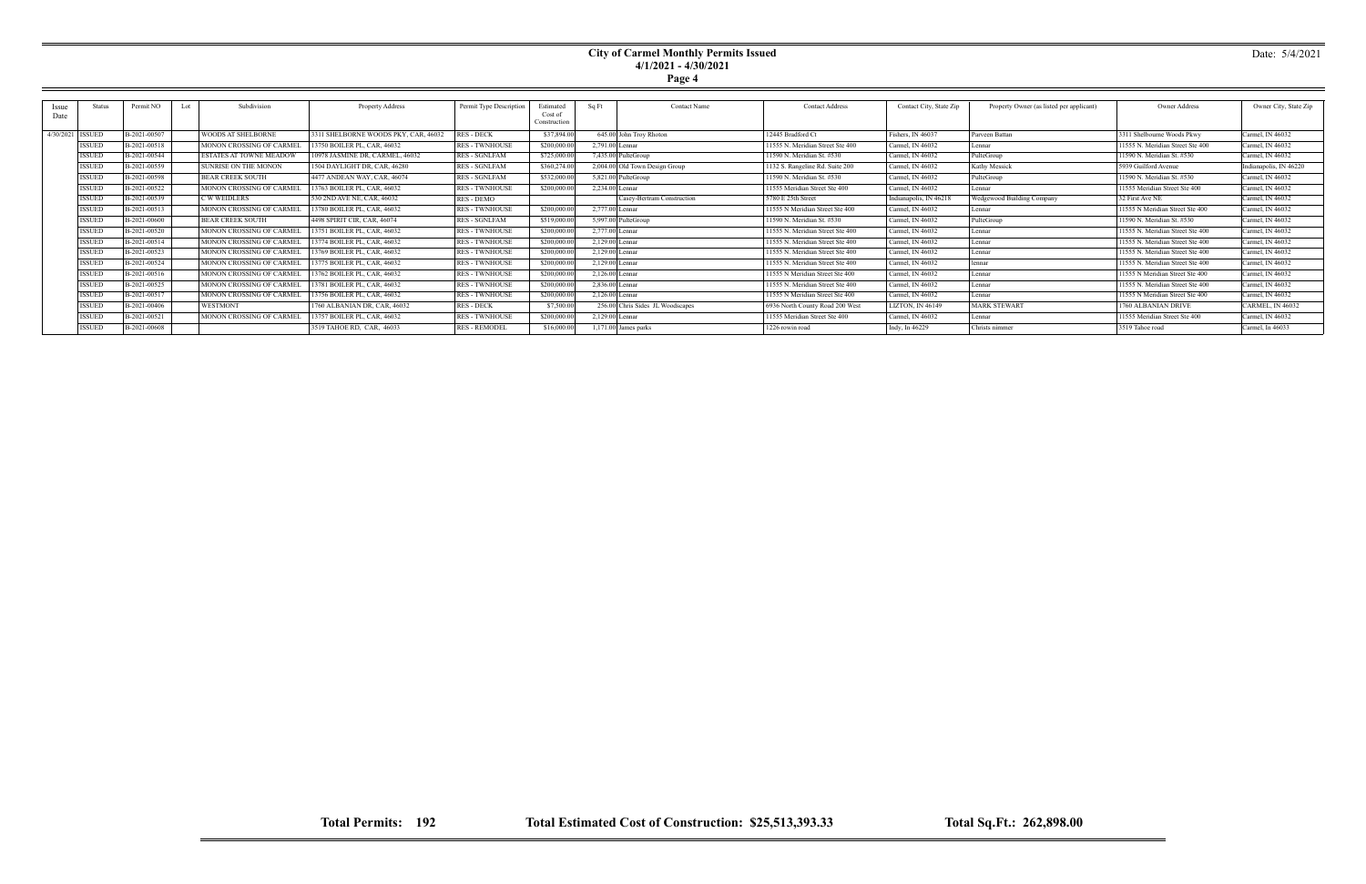# City of Carmel Monthly Permits Issued
## 4/1/2021 - 4/30/2021

Date: 5/4/2021

| Issue Date | Status | Permit NO | Lot | Subdivision | Property Address | Permit Type Description | Estimated Cost of Construction | Sq Ft | Contact Name | Contact Address | Contact City, State Zip | Property Owner (as listed per applicant) | Owner Address | Owner City, State Zip |
|---|---|---|---|---|---|---|---|---|---|---|---|---|---|---|
| 4/30/2021 | ISSUED | B-2021-00507 | | WOODS AT SHELBORNE | 3311 SHELBORNE WOODS PKY, CAR, 46032 | RES - DECK | $37,894.00 | 645.00 | John Troy Rhoton | 12445 Bradford Ct | Fishers, IN 46037 | Parveen Battan | 3311 Shelbourne Woods Pkwy | Carmel, IN 46032 |
| | ISSUED | B-2021-00518 | | MONON CROSSING OF CARMEL | 13750 BOILER PL, CAR, 46032 | RES - TWNHOUSE | $200,000.00 | 2,791.00 | Lennar | 11555 N. Meridian Street Ste 400 | Carmel, IN 46032 | Lennar | 11555 N. Meridian Street Ste 400 | Carmel, IN 46032 |
| | ISSUED | B-2021-00544 | | ESTATES AT TOWNE MEADOW | 10978 JASMINE DR, CARMEL, 46032 | RES - SGNLFAM | $725,000.00 | 7,435.00 | PulteGroup | 11590 N. Meridian St. #530 | Carmel, IN 46032 | PulteGroup | 11590 N. Meridian St. #530 | Carmel, IN 46032 |
| | ISSUED | B-2021-00559 | | SUNRISE ON THE MONON | 1504 DAYLIGHT DR, CAR, 46280 | RES - SGNLFAM | $360,274.00 | 2,004.00 | Old Town Design Group | 1132 S. Rangeline Rd. Suite 200 | Carmel, IN 46032 | Kathy Messick | 5959 Guilford Avenue | Indianapolis, IN 46220 |
| | ISSUED | B-2021-00598 | | BEAR CREEK SOUTH | 4477 ANDEAN WAY, CAR, 46074 | RES - SGNLFAM | $532,000.00 | 5,821.00 | PulteGroup | 11590 N. Meridian St. #530 | Carmel, IN 46032 | PulteGroup | 11590 N. Meridian St. #530 | Carmel, IN 46032 |
| | ISSUED | B-2021-00522 | | MONON CROSSING OF CARMEL | 13763 BOILER PL, CAR, 46032 | RES - TWNHOUSE | $200,000.00 | 2,234.00 | Lennar | 11555 Meridian Street Ste 400 | Carmel, IN 46032 | Lennar | 11555 Meridian Street Ste 400 | Carmel, IN 46032 |
| | ISSUED | B-2021-00539 | | C W WEIDLERS | 530 2ND AVE NE, CAR, 46032 | RES - DEMO | | | Casey-Bertram Construction | 5780 E 25th Street | Indianapolis, IN 46218 | Wedgewood Building Company | 32 First Ave NE | Carmel, IN 46032 |
| | ISSUED | B-2021-00513 | | MONON CROSSING OF CARMEL | 13780 BOILER PL, CAR, 46032 | RES - TWNHOUSE | $200,000.00 | 2,777.00 | Lennar | 11555 N Meridian Street Ste 400 | Carmel, IN 46032 | Lennar | 11555 N Meridian Street Ste 400 | Carmel, IN 46032 |
| | ISSUED | B-2021-00600 | | BEAR CREEK SOUTH | 4498 SPIRIT CIR, CAR, 46074 | RES - SGNLFAM | $519,000.00 | 5,997.00 | PulteGroup | 11590 N. Meridian St. #530 | Carmel, IN 46032 | PulteGroup | 11590 N. Meridian St. #530 | Carmel, IN 46032 |
| | ISSUED | B-2021-00520 | | MONON CROSSING OF CARMEL | 13751 BOILER PL, CAR, 46032 | RES - TWNHOUSE | $200,000.00 | 2,777.00 | Lennar | 11555 N. Meridian Street Ste 400 | Carmel, IN 46032 | Lennar | 11555 N. Meridian Street Ste 400 | Carmel, IN 46032 |
| | ISSUED | B-2021-00514 | | MONON CROSSING OF CARMEL | 13774 BOILER PL, CAR, 46032 | RES - TWNHOUSE | $200,000.00 | 2,129.00 | Lennar | 11555 N. Meridian Street Ste 400 | Carmel, IN 46032 | Lennar | 11555 N. Meridian Street Ste 400 | Carmel, IN 46032 |
| | ISSUED | B-2021-00523 | | MONON CROSSING OF CARMEL | 13769 BOILER PL, CAR, 46032 | RES - TWNHOUSE | $200,000.00 | 2,129.00 | Lennar | 11555 N. Meridian Street Ste 400 | Carmel, IN 46032 | Lennar | 11555 N. Meridian Street Ste 400 | Carmel, IN 46032 |
| | ISSUED | B-2021-00524 | | MONON CROSSING OF CARMEL | 13775 BOILER PL, CAR, 46032 | RES - TWNHOUSE | $200,000.00 | 2,129.00 | Lennar | 11555 N. Meridian Street Ste 400 | Carmel, IN 46032 | lennar | 11555 N. Meridian Street Ste 400 | Carmel, IN 46032 |
| | ISSUED | B-2021-00516 | | MONON CROSSING OF CARMEL | 13762 BOILER PL, CAR, 46032 | RES - TWNHOUSE | $200,000.00 | 2,126.00 | Lennar | 11555 N Meridian Street Ste 400 | Carmel, IN 46032 | Lennar | 11555 N Meridian Street Ste 400 | Carmel, IN 46032 |
| | ISSUED | B-2021-00525 | | MONON CROSSING OF CARMEL | 13781 BOILER PL, CAR, 46032 | RES - TWNHOUSE | $200,000.00 | 2,836.00 | Lennar | 11555 N. Meridian Street Ste 400 | Carmel, IN 46032 | Lennar | 11555 N. Meridian Street Ste 400 | Carmel, IN 46032 |
| | ISSUED | B-2021-00517 | | MONON CROSSING OF CARMEL | 13756 BOILER PL, CAR, 46032 | RES - TWNHOUSE | $200,000.00 | 2,126.00 | Lennar | 11555 N Meridian Street Ste 400 | Carmel, IN 46032 | Lennar | 11555 N Meridian Street Ste 400 | Carmel, IN 46032 |
| | ISSUED | B-2021-00406 | | WESTMONT | 1760 ALBANIAN DR, CAR, 46032 | RES - DECK | $7,500.00 | 256.00 | Chris Sides JL Woodscapes | 6936 North County Road 200 West | LIZTON, IN 46149 | MARK STEWART | 1760 ALBANIAN DRIVE | CARMEL, IN 46032 |
| | ISSUED | B-2021-00521 | | MONON CROSSING OF CARMEL | 13757 BOILER PL, CAR, 46032 | RES - TWNHOUSE | $200,000.00 | 2,129.00 | Lennar | 11555 Meridian Street Ste 400 | Carmel, IN 46032 | Lennar | 11555 Meridian Street Ste 400 | Carmel, IN 46032 |
| | ISSUED | B-2021-00608 | | | 3519 TAHOE RD, CAR, 46033 | RES - REMODEL | $16,000.00 | 1,171.00 | James parks | 1226 rowin road | Indy, In 46229 | Christs nimmer | 3519 Tahoe road | Carmel, In 46033 |

**Total Permits: 192** **Total Estimated Cost of Construction: $25,513,393.33** **Total Sq.Ft.: 262,898.00**